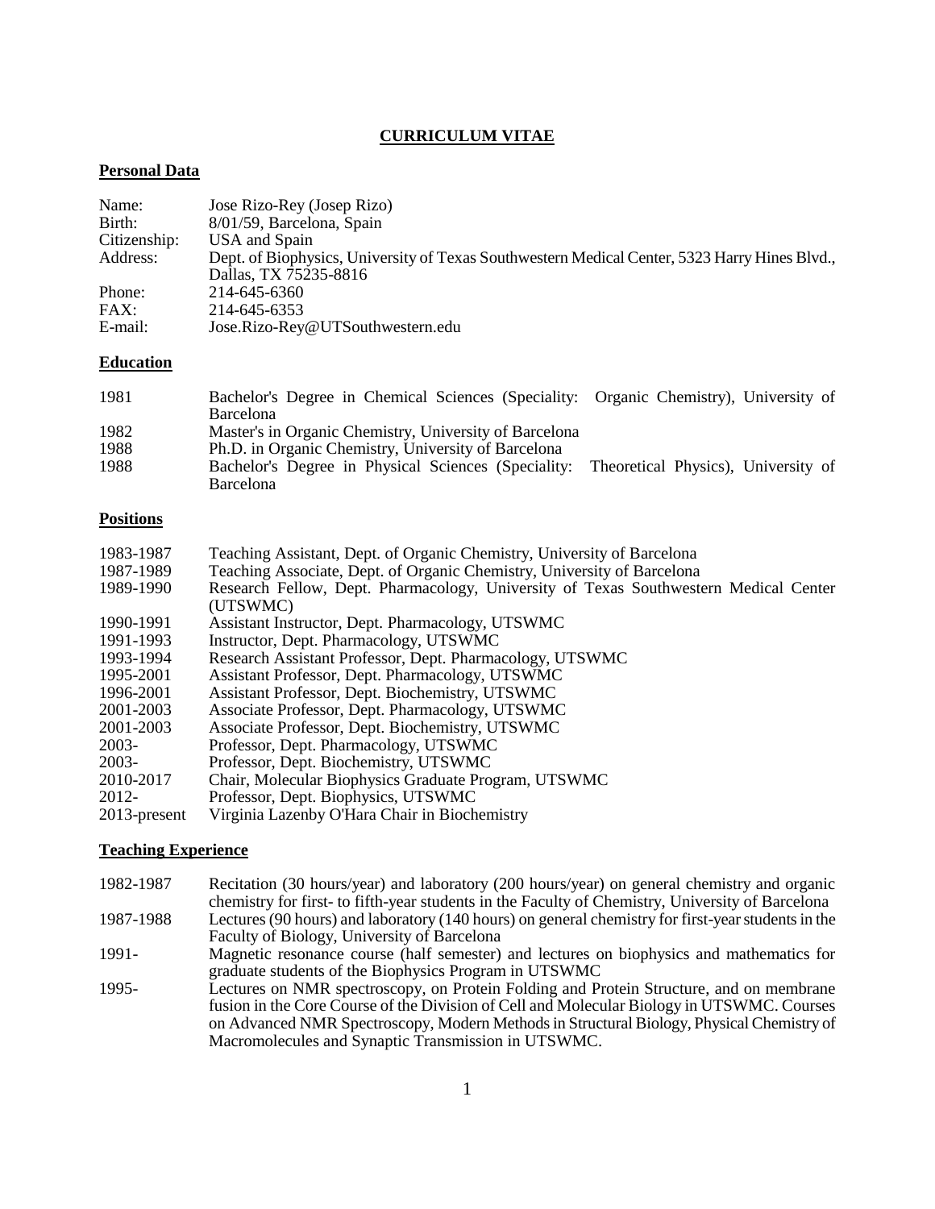# CURRICULUM VITAE

## Personal Data

| | |
|---|---|
| Name: | Jose Rizo-Rey (Josep Rizo) |
| Birth: | 8/01/59, Barcelona, Spain |
| Citizenship: | USA and Spain |
| Address: | Dept. of Biophysics, University of Texas Southwestern Medical Center, 5323 Harry Hines Blvd., Dallas, TX 75235-8816 |
| Phone: | 214-645-6360 |
| FAX: | 214-645-6353 |
| E-mail: | Jose.Rizo-Rey@UTSouthwestern.edu |

## Education

| | |
|---|---|
| 1981 | Bachelor's Degree in Chemical Sciences (Speciality: Organic Chemistry), University of Barcelona |
| 1982 | Master's in Organic Chemistry, University of Barcelona |
| 1988 | Ph.D. in Organic Chemistry, University of Barcelona |
| 1988 | Bachelor's Degree in Physical Sciences (Speciality: Theoretical Physics), University of Barcelona |

## Positions

| | |
|---|---|
| 1983-1987 | Teaching Assistant, Dept. of Organic Chemistry, University of Barcelona |
| 1987-1989 | Teaching Associate, Dept. of Organic Chemistry, University of Barcelona |
| 1989-1990 | Research Fellow, Dept. Pharmacology, University of Texas Southwestern Medical Center (UTSWMC) |
| 1990-1991 | Assistant Instructor, Dept. Pharmacology, UTSWMC |
| 1991-1993 | Instructor, Dept. Pharmacology, UTSWMC |
| 1993-1994 | Research Assistant Professor, Dept. Pharmacology, UTSWMC |
| 1995-2001 | Assistant Professor, Dept. Pharmacology, UTSWMC |
| 1996-2001 | Assistant Professor, Dept. Biochemistry, UTSWMC |
| 2001-2003 | Associate Professor, Dept. Pharmacology, UTSWMC |
| 2001-2003 | Associate Professor, Dept. Biochemistry, UTSWMC |
| 2003- | Professor, Dept. Pharmacology, UTSWMC |
| 2003- | Professor, Dept. Biochemistry, UTSWMC |
| 2010-2017 | Chair, Molecular Biophysics Graduate Program, UTSWMC |
| 2012- | Professor, Dept. Biophysics, UTSWMC |
| 2013-present | Virginia Lazenby O'Hara Chair in Biochemistry |

## Teaching Experience

| | |
|---|---|
| 1982-1987 | Recitation (30 hours/year) and laboratory (200 hours/year) on general chemistry and organic chemistry for first- to fifth-year students in the Faculty of Chemistry, University of Barcelona |
| 1987-1988 | Lectures (90 hours) and laboratory (140 hours) on general chemistry for first-year students in the Faculty of Biology, University of Barcelona |
| 1991- | Magnetic resonance course (half semester) and lectures on biophysics and mathematics for graduate students of the Biophysics Program in UTSWMC |
| 1995- | Lectures on NMR spectroscopy, on Protein Folding and Protein Structure, and on membrane fusion in the Core Course of the Division of Cell and Molecular Biology in UTSWMC. Courses on Advanced NMR Spectroscopy, Modern Methods in Structural Biology, Physical Chemistry of Macromolecules and Synaptic Transmission in UTSWMC. |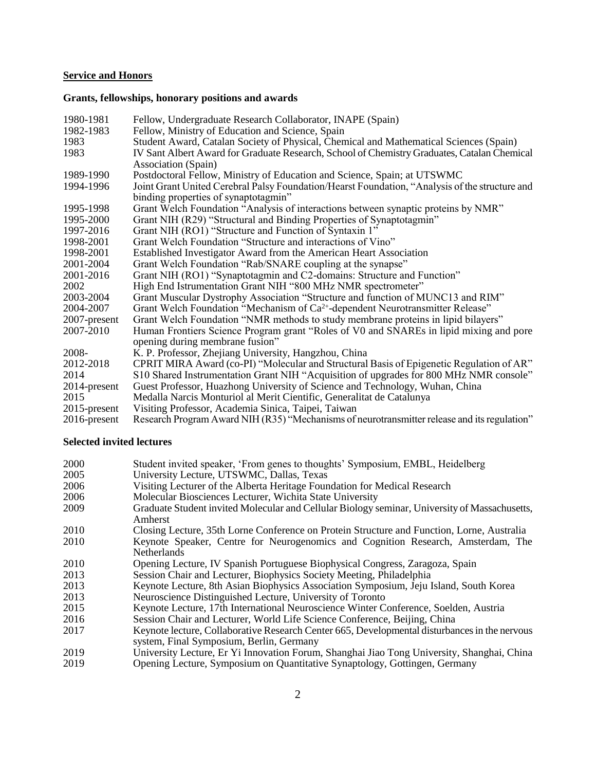## **Service and Honors**

### Grants, fellowships, honorary positions and awards

1980-1981 Fellow, Undergraduate Research Collaborator, INAPE (Spain)
1982-1983 Fellow, Ministry of Education and Science, Spain
1983 Student Award, Catalan Society of Physical, Chemical and Mathematical Sciences (Spain)
1983 IV Sant Albert Award for Graduate Research, School of Chemistry Graduates, Catalan Chemical Association (Spain)
1989-1990 Postdoctoral Fellow, Ministry of Education and Science, Spain; at UTSWMC
1994-1996 Joint Grant United Cerebral Palsy Foundation/Hearst Foundation, "Analysis of the structure and binding properties of synaptotagmin"
1995-1998 Grant Welch Foundation "Analysis of interactions between synaptic proteins by NMR"
1995-2000 Grant NIH (R29) "Structural and Binding Properties of Synaptotagmin"
1997-2016 Grant NIH (RO1) "Structure and Function of Syntaxin 1"
1998-2001 Grant Welch Foundation "Structure and interactions of Vino"
1998-2001 Established Investigator Award from the American Heart Association
2001-2004 Grant Welch Foundation "Rab/SNARE coupling at the synapse"
2001-2016 Grant NIH (RO1) "Synaptotagmin and C2-domains: Structure and Function"
2002 High End Istrumentation Grant NIH "800 MHz NMR spectrometer"
2003-2004 Grant Muscular Dystrophy Association "Structure and function of MUNC13 and RIM"
2004-2007 Grant Welch Foundation "Mechanism of $Ca^{2+}$-dependent Neurotransmitter Release"
2007-present Grant Welch Foundation "NMR methods to study membrane proteins in lipid bilayers"
2007-2010 Human Frontiers Science Program grant "Roles of V0 and SNAREs in lipid mixing and pore opening during membrane fusion"
2008- K. P. Professor, Zhejiang University, Hangzhou, China
2012-2018 CPRIT MIRA Award (co-PI) "Molecular and Structural Basis of Epigenetic Regulation of AR"
2014 S10 Shared Instrumentation Grant NIH "Acquisition of upgrades for 800 MHz NMR console"
2014-present Guest Professor, Huazhong University of Science and Technology, Wuhan, China
2015 Medalla Narcis Monturiol al Merit Cientific, Generalitat de Catalunya
2015-present Visiting Professor, Academia Sinica, Taipei, Taiwan
2016-present Research Program Award NIH (R35) "Mechanisms of neurotransmitter release and its regulation"

### Selected invited lectures

2000 Student invited speaker, 'From genes to thoughts' Symposium, EMBL, Heidelberg
2005 University Lecture, UTSWMC, Dallas, Texas
2006 Visiting Lecturer of the Alberta Heritage Foundation for Medical Research
2006 Molecular Biosciences Lecturer, Wichita State University
2009 Graduate Student invited Molecular and Cellular Biology seminar, University of Massachusetts, Amherst
2010 Closing Lecture, 35th Lorne Conference on Protein Structure and Function, Lorne, Australia
2010 Keynote Speaker, Centre for Neurogenomics and Cognition Research, Amsterdam, The Netherlands
2010 Opening Lecture, IV Spanish Portuguese Biophysical Congress, Zaragoza, Spain
2013 Session Chair and Lecturer, Biophysics Society Meeting, Philadelphia
2013 Keynote Lecture, 8th Asian Biophysics Association Symposium, Jeju Island, South Korea
2013 Neuroscience Distinguished Lecture, University of Toronto
2015 Keynote Lecture, 17th International Neuroscience Winter Conference, Soelden, Austria
2016 Session Chair and Lecturer, World Life Science Conference, Beijing, China
2017 Keynote lecture, Collaborative Research Center 665, Developmental disturbances in the nervous system, Final Symposium, Berlin, Germany
2019 University Lecture, Er Yi Innovation Forum, Shanghai Jiao Tong University, Shanghai, China
2019 Opening Lecture, Symposium on Quantitative Synaptology, Gottingen, Germany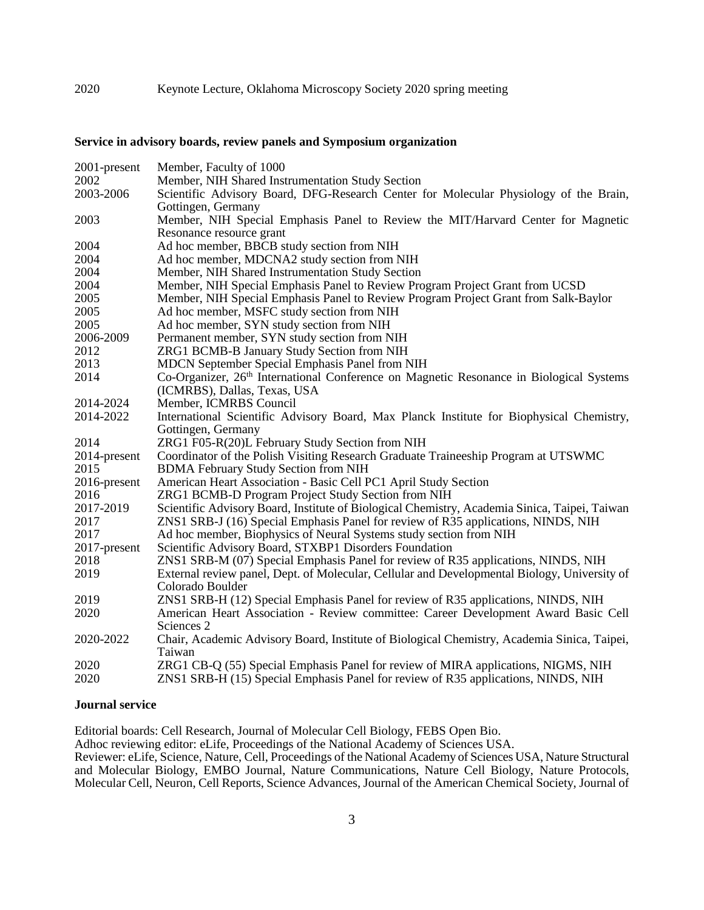2020 Keynote Lecture, Oklahoma Microscopy Society 2020 spring meeting

**Service in advisory boards, review panels and Symposium organization**

| | |
|---|---|
| 2001-present | Member, Faculty of 1000 |
| 2002 | Member, NIH Shared Instrumentation Study Section |
| 2003-2006 | Scientific Advisory Board, DFG-Research Center for Molecular Physiology of the Brain, Gottingen, Germany |
| 2003 | Member, NIH Special Emphasis Panel to Review the MIT/Harvard Center for Magnetic Resonance resource grant |
| 2004 | Ad hoc member, BBCB study section from NIH |
| 2004 | Ad hoc member, MDCNA2 study section from NIH |
| 2004 | Member, NIH Shared Instrumentation Study Section |
| 2004 | Member, NIH Special Emphasis Panel to Review Program Project Grant from UCSD |
| 2005 | Member, NIH Special Emphasis Panel to Review Program Project Grant from Salk-Baylor |
| 2005 | Ad hoc member, MSFC study section from NIH |
| 2005 | Ad hoc member, SYN study section from NIH |
| 2006-2009 | Permanent member, SYN study section from NIH |
| 2012 | ZRG1 BCMB-B January Study Section from NIH |
| 2013 | MDCN September Special Emphasis Panel from NIH |
| 2014 | Co-Organizer, 26th International Conference on Magnetic Resonance in Biological Systems (ICMRBS), Dallas, Texas, USA |
| 2014-2024 | Member, ICMRBS Council |
| 2014-2022 | International Scientific Advisory Board, Max Planck Institute for Biophysical Chemistry, Gottingen, Germany |
| 2014 | ZRG1 F05-R(20)L February Study Section from NIH |
| 2014-present | Coordinator of the Polish Visiting Research Graduate Traineeship Program at UTSWMC |
| 2015 | BDMA February Study Section from NIH |
| 2016-present | American Heart Association - Basic Cell PC1 April Study Section |
| 2016 | ZRG1 BCMB-D Program Project Study Section from NIH |
| 2017-2019 | Scientific Advisory Board, Institute of Biological Chemistry, Academia Sinica, Taipei, Taiwan |
| 2017 | ZNS1 SRB-J (16) Special Emphasis Panel for review of R35 applications, NINDS, NIH |
| 2017 | Ad hoc member, Biophysics of Neural Systems study section from NIH |
| 2017-present | Scientific Advisory Board, STXBP1 Disorders Foundation |
| 2018 | ZNS1 SRB-M (07) Special Emphasis Panel for review of R35 applications, NINDS, NIH |
| 2019 | External review panel, Dept. of Molecular, Cellular and Developmental Biology, University of Colorado Boulder |
| 2019 | ZNS1 SRB-H (12) Special Emphasis Panel for review of R35 applications, NINDS, NIH |
| 2020 | American Heart Association - Review committee: Career Development Award Basic Cell Sciences 2 |
| 2020-2022 | Chair, Academic Advisory Board, Institute of Biological Chemistry, Academia Sinica, Taipei, Taiwan |
| 2020 | ZRG1 CB-Q (55) Special Emphasis Panel for review of MIRA applications, NIGMS, NIH |
| 2020 | ZNS1 SRB-H (15) Special Emphasis Panel for review of R35 applications, NINDS, NIH |

**Journal service**

Editorial boards: Cell Research, Journal of Molecular Cell Biology, FEBS Open Bio.

Adhoc reviewing editor: eLife, Proceedings of the National Academy of Sciences USA.

Reviewer: eLife, Science, Nature, Cell, Proceedings of the National Academy of Sciences USA, Nature Structural and Molecular Biology, EMBO Journal, Nature Communications, Nature Cell Biology, Nature Protocols, Molecular Cell, Neuron, Cell Reports, Science Advances, Journal of the American Chemical Society, Journal of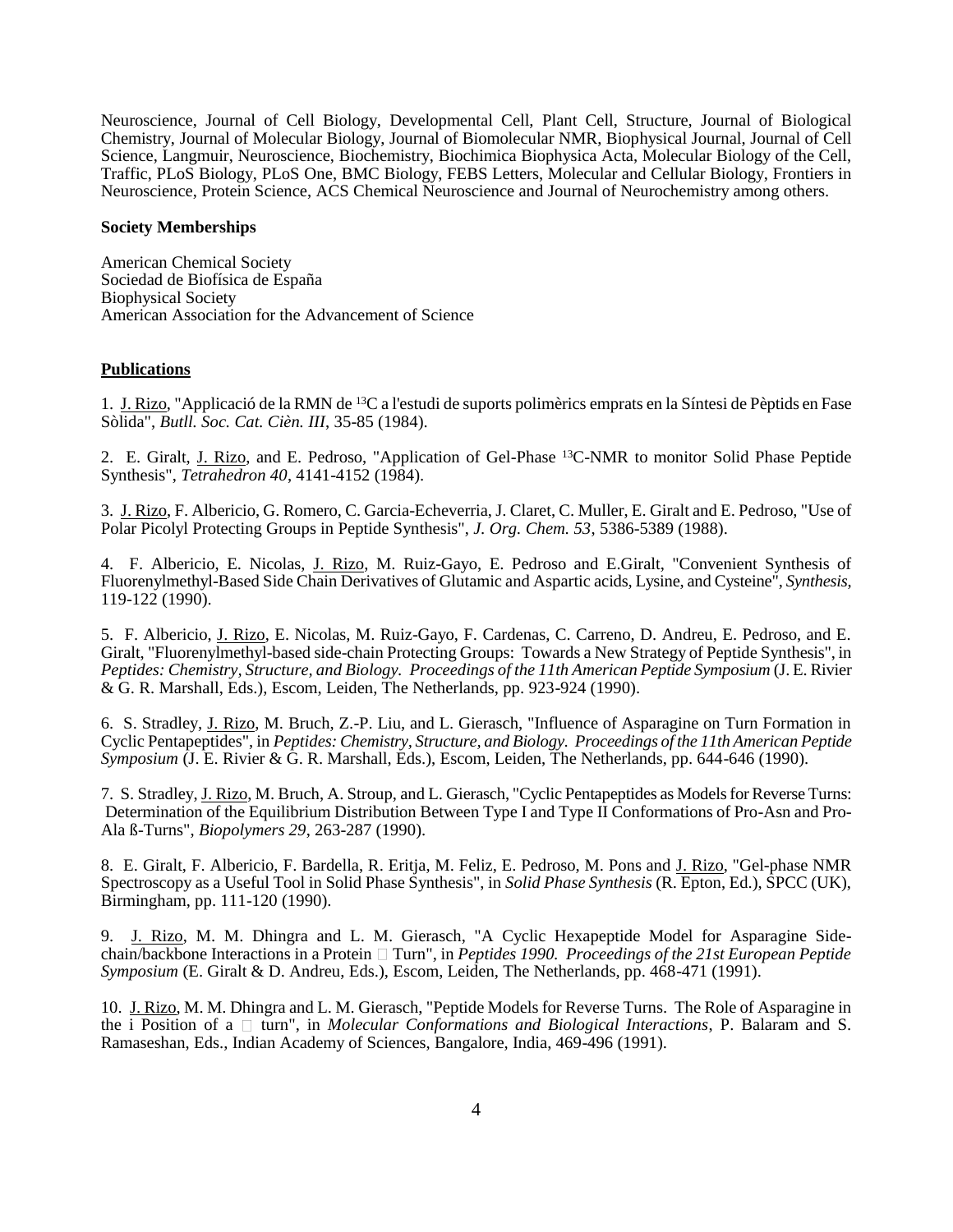Neuroscience, Journal of Cell Biology, Developmental Cell, Plant Cell, Structure, Journal of Biological Chemistry, Journal of Molecular Biology, Journal of Biomolecular NMR, Biophysical Journal, Journal of Cell Science, Langmuir, Neuroscience, Biochemistry, Biochimica Biophysica Acta, Molecular Biology of the Cell, Traffic, PLoS Biology, PLoS One, BMC Biology, FEBS Letters, Molecular and Cellular Biology, Frontiers in Neuroscience, Protein Science, ACS Chemical Neuroscience and Journal of Neurochemistry among others.

**Society Memberships**

American Chemical Society
Sociedad de Biofísica de España
Biophysical Society
American Association for the Advancement of Science

## Publications

1. J. Rizo, "Applicació de la RMN de $^{13}$C a l'estudi de suports polimèrics emprats en la Síntesi de Pèptids en Fase Sòlida", *Butll. Soc. Cat. Cièn. III*, 35-85 (1984).

2. E. Giralt, J. Rizo, and E. Pedroso, "Application of Gel-Phase $^{13}$C-NMR to monitor Solid Phase Peptide Synthesis", *Tetrahedron 40*, 4141-4152 (1984).

3. J. Rizo, F. Albericio, G. Romero, C. Garcia-Echeverria, J. Claret, C. Muller, E. Giralt and E. Pedroso, "Use of Polar Picolyl Protecting Groups in Peptide Synthesis", *J. Org. Chem. 53*, 5386-5389 (1988).

4. F. Albericio, E. Nicolas, J. Rizo, M. Ruiz-Gayo, E. Pedroso and E.Giralt, "Convenient Synthesis of Fluorenylmethyl-Based Side Chain Derivatives of Glutamic and Aspartic acids, Lysine, and Cysteine", *Synthesis*, 119-122 (1990).

5. F. Albericio, J. Rizo, E. Nicolas, M. Ruiz-Gayo, F. Cardenas, C. Carreno, D. Andreu, E. Pedroso, and E. Giralt, "Fluorenylmethyl-based side-chain Protecting Groups: Towards a New Strategy of Peptide Synthesis", in *Peptides: Chemistry, Structure, and Biology. Proceedings of the 11th American Peptide Symposium* (J. E. Rivier & G. R. Marshall, Eds.), Escom, Leiden, The Netherlands, pp. 923-924 (1990).

6. S. Stradley, J. Rizo, M. Bruch, Z.-P. Liu, and L. Gierasch, "Influence of Asparagine on Turn Formation in Cyclic Pentapeptides", in *Peptides: Chemistry, Structure, and Biology. Proceedings of the 11th American Peptide Symposium* (J. E. Rivier & G. R. Marshall, Eds.), Escom, Leiden, The Netherlands, pp. 644-646 (1990).

7. S. Stradley, J. Rizo, M. Bruch, A. Stroup, and L. Gierasch, "Cyclic Pentapeptides as Models for Reverse Turns: Determination of the Equilibrium Distribution Between Type I and Type II Conformations of Pro-Asn and Pro-Ala ß-Turns", *Biopolymers 29*, 263-287 (1990).

8. E. Giralt, F. Albericio, F. Bardella, R. Eritja, M. Feliz, E. Pedroso, M. Pons and J. Rizo, "Gel-phase NMR Spectroscopy as a Useful Tool in Solid Phase Synthesis", in *Solid Phase Synthesis* (R. Epton, Ed.), SPCC (UK), Birmingham, pp. 111-120 (1990).

9. J. Rizo, M. M. Dhingra and L. M. Gierasch, "A Cyclic Hexapeptide Model for Asparagine Side-chain/backbone Interactions in a Protein  Turn", in *Peptides 1990. Proceedings of the 21st European Peptide Symposium* (E. Giralt & D. Andreu, Eds.), Escom, Leiden, The Netherlands, pp. 468-471 (1991).

10. J. Rizo, M. M. Dhingra and L. M. Gierasch, "Peptide Models for Reverse Turns. The Role of Asparagine in the i Position of a  turn", in *Molecular Conformations and Biological Interactions*, P. Balaram and S. Ramaseshan, Eds., Indian Academy of Sciences, Bangalore, India, 469-496 (1991).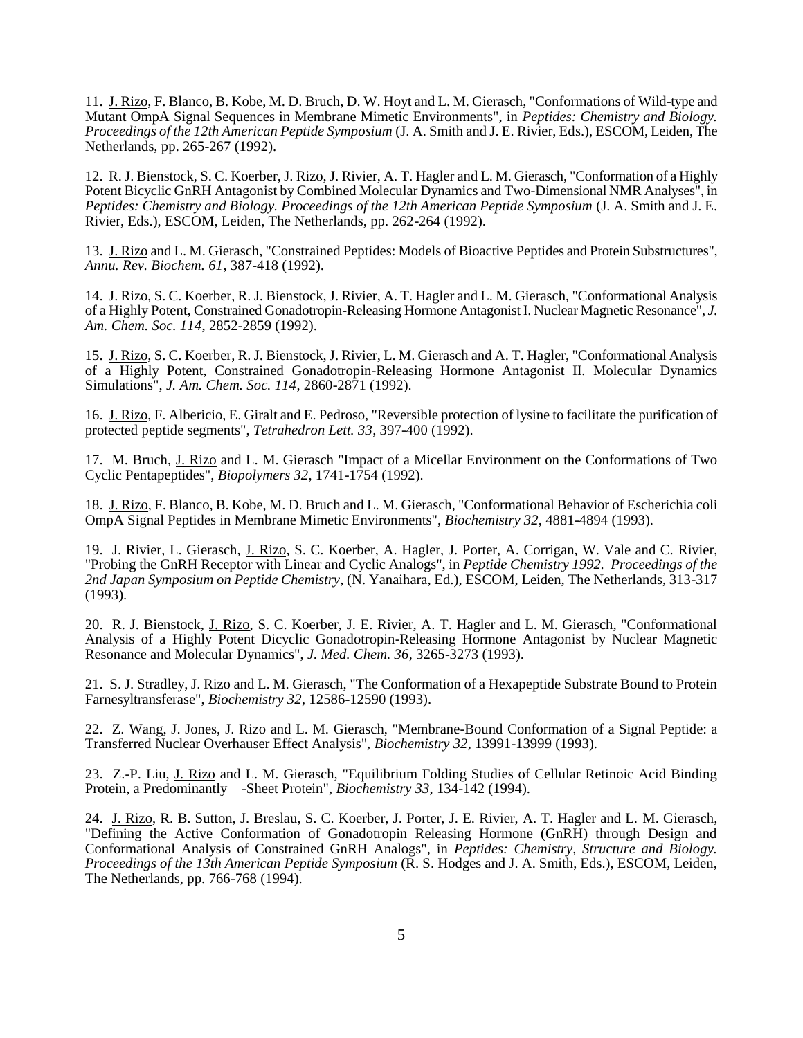11. J. Rizo, F. Blanco, B. Kobe, M. D. Bruch, D. W. Hoyt and L. M. Gierasch, "Conformations of Wild-type and Mutant OmpA Signal Sequences in Membrane Mimetic Environments", in *Peptides: Chemistry and Biology. Proceedings of the 12th American Peptide Symposium* (J. A. Smith and J. E. Rivier, Eds.), ESCOM, Leiden, The Netherlands, pp. 265-267 (1992).

12. R. J. Bienstock, S. C. Koerber, J. Rizo, J. Rivier, A. T. Hagler and L. M. Gierasch, "Conformation of a Highly Potent Bicyclic GnRH Antagonist by Combined Molecular Dynamics and Two-Dimensional NMR Analyses", in *Peptides: Chemistry and Biology. Proceedings of the 12th American Peptide Symposium* (J. A. Smith and J. E. Rivier, Eds.), ESCOM, Leiden, The Netherlands, pp. 262-264 (1992).

13. J. Rizo and L. M. Gierasch, "Constrained Peptides: Models of Bioactive Peptides and Protein Substructures", *Annu. Rev. Biochem. 61*, 387-418 (1992).

14. J. Rizo, S. C. Koerber, R. J. Bienstock, J. Rivier, A. T. Hagler and L. M. Gierasch, "Conformational Analysis of a Highly Potent, Constrained Gonadotropin-Releasing Hormone Antagonist I. Nuclear Magnetic Resonance", *J. Am. Chem. Soc. 114*, 2852-2859 (1992).

15. J. Rizo, S. C. Koerber, R. J. Bienstock, J. Rivier, L. M. Gierasch and A. T. Hagler, "Conformational Analysis of a Highly Potent, Constrained Gonadotropin-Releasing Hormone Antagonist II. Molecular Dynamics Simulations", *J. Am. Chem. Soc. 114*, 2860-2871 (1992).

16. J. Rizo, F. Albericio, E. Giralt and E. Pedroso, "Reversible protection of lysine to facilitate the purification of protected peptide segments", *Tetrahedron Lett. 33*, 397-400 (1992).

17. M. Bruch, J. Rizo and L. M. Gierasch "Impact of a Micellar Environment on the Conformations of Two Cyclic Pentapeptides", *Biopolymers 32*, 1741-1754 (1992).

18. J. Rizo, F. Blanco, B. Kobe, M. D. Bruch and L. M. Gierasch, "Conformational Behavior of Escherichia coli OmpA Signal Peptides in Membrane Mimetic Environments", *Biochemistry 32*, 4881-4894 (1993).

19. J. Rivier, L. Gierasch, J. Rizo, S. C. Koerber, A. Hagler, J. Porter, A. Corrigan, W. Vale and C. Rivier, "Probing the GnRH Receptor with Linear and Cyclic Analogs", in *Peptide Chemistry 1992. Proceedings of the 2nd Japan Symposium on Peptide Chemistry*, (N. Yanaihara, Ed.), ESCOM, Leiden, The Netherlands, 313-317 (1993).

20. R. J. Bienstock, J. Rizo, S. C. Koerber, J. E. Rivier, A. T. Hagler and L. M. Gierasch, "Conformational Analysis of a Highly Potent Dicyclic Gonadotropin-Releasing Hormone Antagonist by Nuclear Magnetic Resonance and Molecular Dynamics", *J. Med. Chem. 36*, 3265-3273 (1993).

21. S. J. Stradley, J. Rizo and L. M. Gierasch, "The Conformation of a Hexapeptide Substrate Bound to Protein Farnesyltransferase", *Biochemistry 32*, 12586-12590 (1993).

22. Z. Wang, J. Jones, J. Rizo and L. M. Gierasch, "Membrane-Bound Conformation of a Signal Peptide: a Transferred Nuclear Overhauser Effect Analysis", *Biochemistry 32*, 13991-13999 (1993).

23. Z.-P. Liu, J. Rizo and L. M. Gierasch, "Equilibrium Folding Studies of Cellular Retinoic Acid Binding Protein, a Predominantly β-Sheet Protein", *Biochemistry 33*, 134-142 (1994).

24. J. Rizo, R. B. Sutton, J. Breslau, S. C. Koerber, J. Porter, J. E. Rivier, A. T. Hagler and L. M. Gierasch, "Defining the Active Conformation of Gonadotropin Releasing Hormone (GnRH) through Design and Conformational Analysis of Constrained GnRH Analogs", in *Peptides: Chemistry, Structure and Biology. Proceedings of the 13th American Peptide Symposium* (R. S. Hodges and J. A. Smith, Eds.), ESCOM, Leiden, The Netherlands, pp. 766-768 (1994).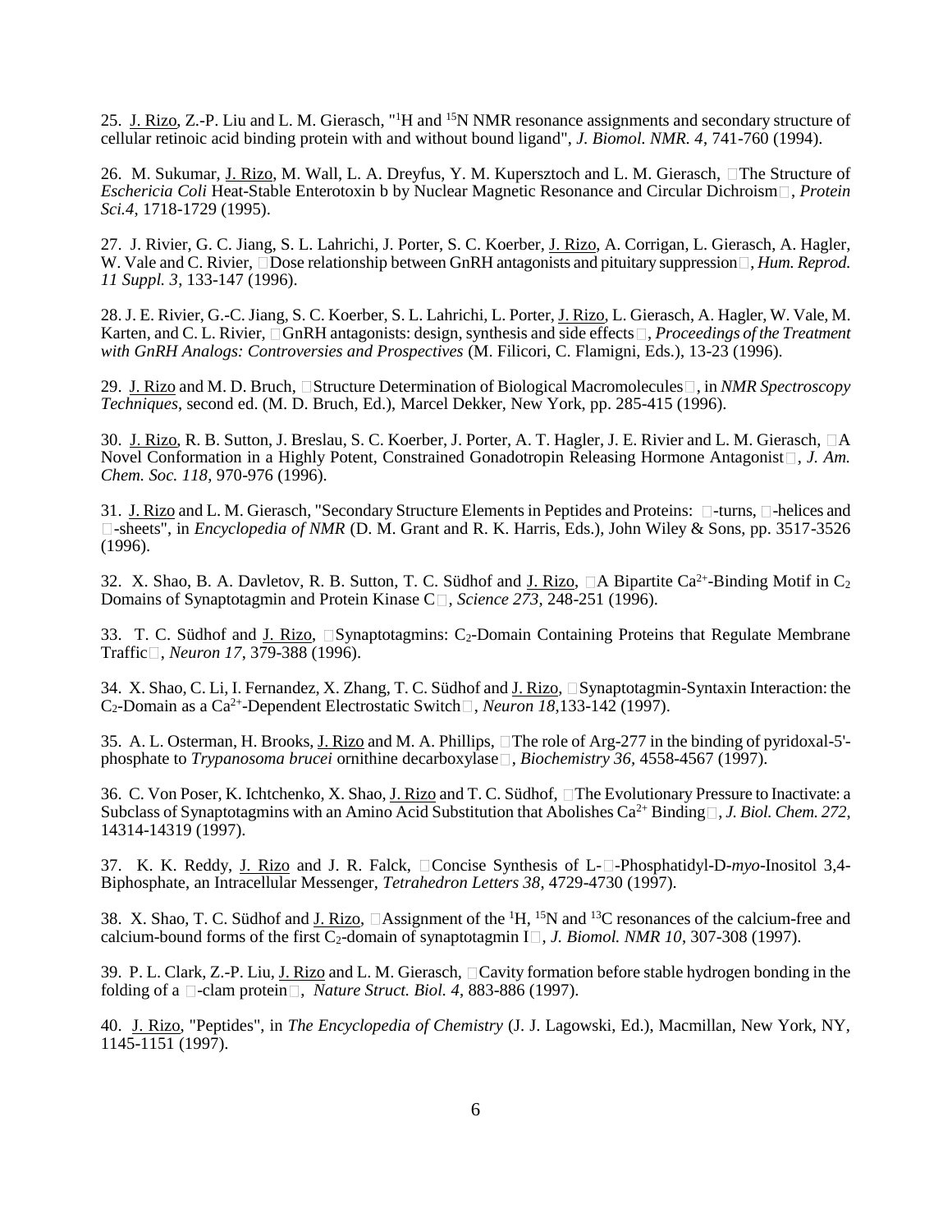25. J. Rizo, Z.-P. Liu and L. M. Gierasch, "$^{1}$H and $^{15}$N NMR resonance assignments and secondary structure of cellular retinoic acid binding protein with and without bound ligand", *J. Biomol. NMR. 4*, 741-760 (1994).

26. M. Sukumar, J. Rizo, M. Wall, L. A. Dreyfus, Y. M. Kupersztoch and L. M. Gierasch, The Structure of *Eschericia Coli* Heat-Stable Enterotoxin b by Nuclear Magnetic Resonance and Circular Dichroism, *Protein Sci.4*, 1718-1729 (1995).

27. J. Rivier, G. C. Jiang, S. L. Lahrichi, J. Porter, S. C. Koerber, J. Rizo, A. Corrigan, L. Gierasch, A. Hagler, W. Vale and C. Rivier, Dose relationship between GnRH antagonists and pituitary suppression, *Hum. Reprod. 11 Suppl. 3*, 133-147 (1996).

28. J. E. Rivier, G.-C. Jiang, S. C. Koerber, S. L. Lahrichi, L. Porter, J. Rizo, L. Gierasch, A. Hagler, W. Vale, M. Karten, and C. L. Rivier, GnRH antagonists: design, synthesis and side effects, *Proceedings of the Treatment with GnRH Analogs: Controversies and Prospectives* (M. Filicori, C. Flamigni, Eds.), 13-23 (1996).

29. J. Rizo and M. D. Bruch, Structure Determination of Biological Macromolecules, in *NMR Spectroscopy Techniques*, second ed. (M. D. Bruch, Ed.), Marcel Dekker, New York, pp. 285-415 (1996).

30. J. Rizo, R. B. Sutton, J. Breslau, S. C. Koerber, J. Porter, A. T. Hagler, J. E. Rivier and L. M. Gierasch, A Novel Conformation in a Highly Potent, Constrained Gonadotropin Releasing Hormone Antagonist, *J. Am. Chem. Soc. 118*, 970-976 (1996).

31. J. Rizo and L. M. Gierasch, "Secondary Structure Elements in Peptides and Proteins: β-turns, α-helices and β-sheets", in *Encyclopedia of NMR* (D. M. Grant and R. K. Harris, Eds.), John Wiley & Sons, pp. 3517-3526 (1996).

32. X. Shao, B. A. Davletov, R. B. Sutton, T. C. Südhof and J. Rizo, A Bipartite $Ca^{2+}$-Binding Motif in $C_2$ Domains of Synaptotagmin and Protein Kinase C, *Science 273*, 248-251 (1996).

33. T. C. Südhof and J. Rizo, Synaptotagmins: $C_2$-Domain Containing Proteins that Regulate Membrane Traffic, *Neuron 17*, 379-388 (1996).

34. X. Shao, C. Li, I. Fernandez, X. Zhang, T. C. Südhof and J. Rizo, Synaptotagmin-Syntaxin Interaction: the $C_2$-Domain as a $Ca^{2+}$-Dependent Electrostatic Switch, *Neuron 18*,133-142 (1997).

35. A. L. Osterman, H. Brooks, J. Rizo and M. A. Phillips, The role of Arg-277 in the binding of pyridoxal-5'-phosphate to *Trypanosoma brucei* ornithine decarboxylase, *Biochemistry 36*, 4558-4567 (1997).

36. C. Von Poser, K. Ichtchenko, X. Shao, J. Rizo and T. C. Südhof, The Evolutionary Pressure to Inactivate: a Subclass of Synaptotagmins with an Amino Acid Substitution that Abolishes $Ca^{2+}$ Binding, *J. Biol. Chem. 272*, 14314-14319 (1997).

37. K. K. Reddy, J. Rizo and J. R. Falck, Concise Synthesis of L-α-Phosphatidyl-D-*myo*-Inositol 3,4-Biphosphate, an Intracellular Messenger, *Tetrahedron Letters 38*, 4729-4730 (1997).

38. X. Shao, T. C. Südhof and J. Rizo, Assignment of the $^{1}$H, $^{15}$N and $^{13}$C resonances of the calcium-free and calcium-bound forms of the first $C_2$-domain of synaptotagmin I, *J. Biomol. NMR 10*, 307-308 (1997).

39. P. L. Clark, Z.-P. Liu, J. Rizo and L. M. Gierasch, Cavity formation before stable hydrogen bonding in the folding of a β-clam protein, *Nature Struct. Biol. 4*, 883-886 (1997).

40. J. Rizo, "Peptides", in *The Encyclopedia of Chemistry* (J. J. Lagowski, Ed.), Macmillan, New York, NY, 1145-1151 (1997).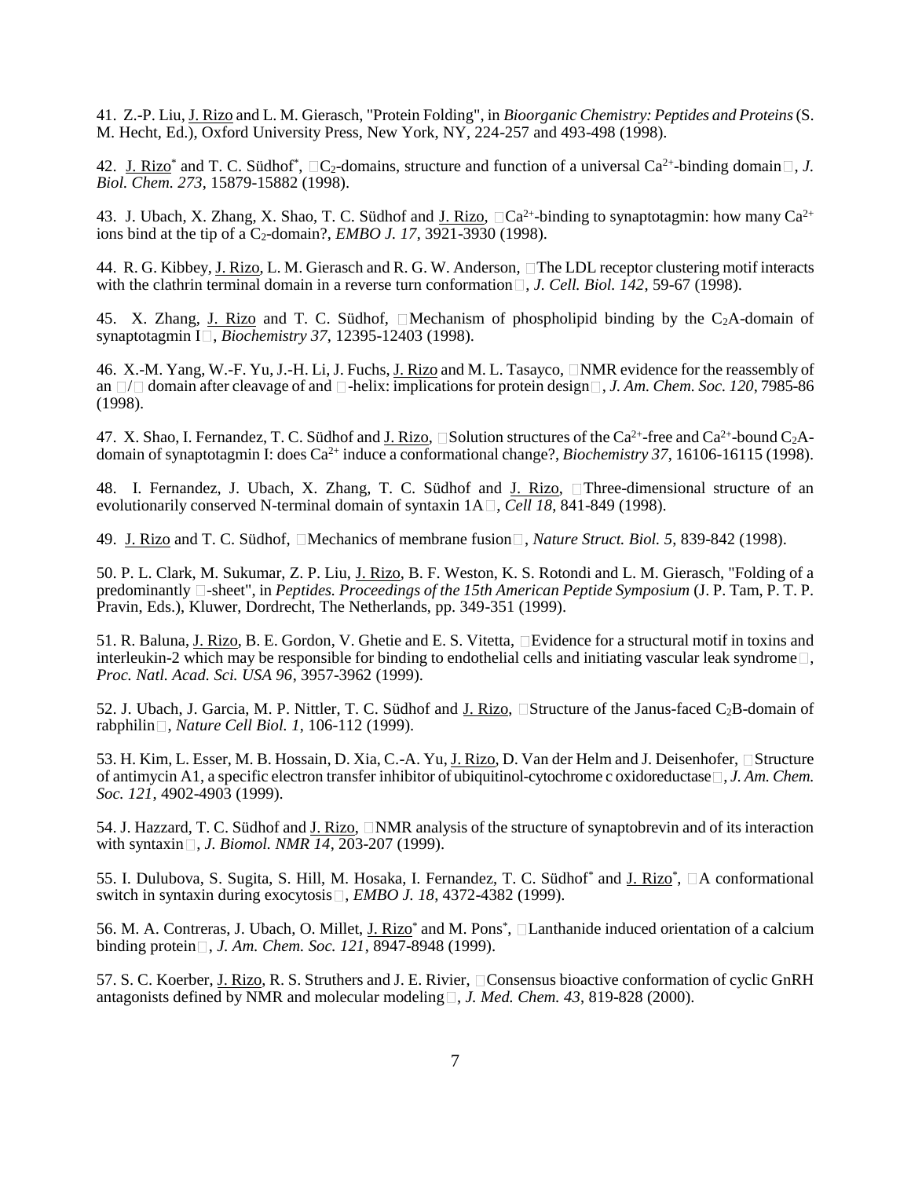41. Z.-P. Liu, J. Rizo and L. M. Gierasch, "Protein Folding", in *Bioorganic Chemistry: Peptides and Proteins* (S. M. Hecht, Ed.), Oxford University Press, New York, NY, 224-257 and 493-498 (1998).

42. J. Rizo[*] and T. C. Südhof[*], $C_2$-domains, structure and function of a universal $Ca^{2+}$-binding domain, *J. Biol. Chem. 273*, 15879-15882 (1998).

43. J. Ubach, X. Zhang, X. Shao, T. C. Südhof and J. Rizo, $Ca^{2+}$-binding to synaptotagmin: how many $Ca^{2+}$ ions bind at the tip of a $C_2$-domain?, *EMBO J. 17*, 3921-3930 (1998).

44. R. G. Kibbey, J. Rizo, L. M. Gierasch and R. G. W. Anderson, The LDL receptor clustering motif interacts with the clathrin terminal domain in a reverse turn conformation, *J. Cell. Biol. 142*, 59-67 (1998).

45. X. Zhang, J. Rizo and T. C. Südhof, Mechanism of phospholipid binding by the $C_2$A-domain of synaptotagmin I, *Biochemistry 37*, 12395-12403 (1998).

46. X.-M. Yang, W.-F. Yu, J.-H. Li, J. Fuchs, J. Rizo and M. L. Tasayco, NMR evidence for the reassembly of an / domain after cleavage of and -helix: implications for protein design, *J. Am. Chem. Soc. 120*, 7985-86 (1998).

47. X. Shao, I. Fernandez, T. C. Südhof and J. Rizo, Solution structures of the $Ca^{2+}$-free and $Ca^{2+}$-bound $C_2$A-domain of synaptotagmin I: does $Ca^{2+}$ induce a conformational change?, *Biochemistry 37*, 16106-16115 (1998).

48. I. Fernandez, J. Ubach, X. Zhang, T. C. Südhof and J. Rizo, Three-dimensional structure of an evolutionarily conserved N-terminal domain of syntaxin 1A, *Cell 18*, 841-849 (1998).

49. J. Rizo and T. C. Südhof, Mechanics of membrane fusion, *Nature Struct. Biol. 5*, 839-842 (1998).

50. P. L. Clark, M. Sukumar, Z. P. Liu, J. Rizo, B. F. Weston, K. S. Rotondi and L. M. Gierasch, "Folding of a predominantly -sheet", in *Peptides. Proceedings of the 15th American Peptide Symposium* (J. P. Tam, P. T. P. Pravin, Eds.), Kluwer, Dordrecht, The Netherlands, pp. 349-351 (1999).

51. R. Baluna, J. Rizo, B. E. Gordon, V. Ghetie and E. S. Vitetta, Evidence for a structural motif in toxins and interleukin-2 which may be responsible for binding to endothelial cells and initiating vascular leak syndrome, *Proc. Natl. Acad. Sci. USA 96*, 3957-3962 (1999).

52. J. Ubach, J. Garcia, M. P. Nittler, T. C. Südhof and J. Rizo, Structure of the Janus-faced $C_2$B-domain of rabphilin, *Nature Cell Biol. 1*, 106-112 (1999).

53. H. Kim, L. Esser, M. B. Hossain, D. Xia, C.-A. Yu, J. Rizo, D. Van der Helm and J. Deisenhofer, Structure of antimycin A1, a specific electron transfer inhibitor of ubiquitinol-cytochrome c oxidoreductase, *J. Am. Chem. Soc. 121*, 4902-4903 (1999).

54. J. Hazzard, T. C. Südhof and J. Rizo, NMR analysis of the structure of synaptobrevin and of its interaction with syntaxin, *J. Biomol. NMR 14*, 203-207 (1999).

55. I. Dulubova, S. Sugita, S. Hill, M. Hosaka, I. Fernandez, T. C. Südhof[*] and J. Rizo[*], A conformational switch in syntaxin during exocytosis, *EMBO J. 18*, 4372-4382 (1999).

56. M. A. Contreras, J. Ubach, O. Millet, J. Rizo[*] and M. Pons[*], Lanthanide induced orientation of a calcium binding protein, *J. Am. Chem. Soc. 121*, 8947-8948 (1999).

57. S. C. Koerber, J. Rizo, R. S. Struthers and J. E. Rivier, Consensus bioactive conformation of cyclic GnRH antagonists defined by NMR and molecular modeling, *J. Med. Chem. 43*, 819-828 (2000).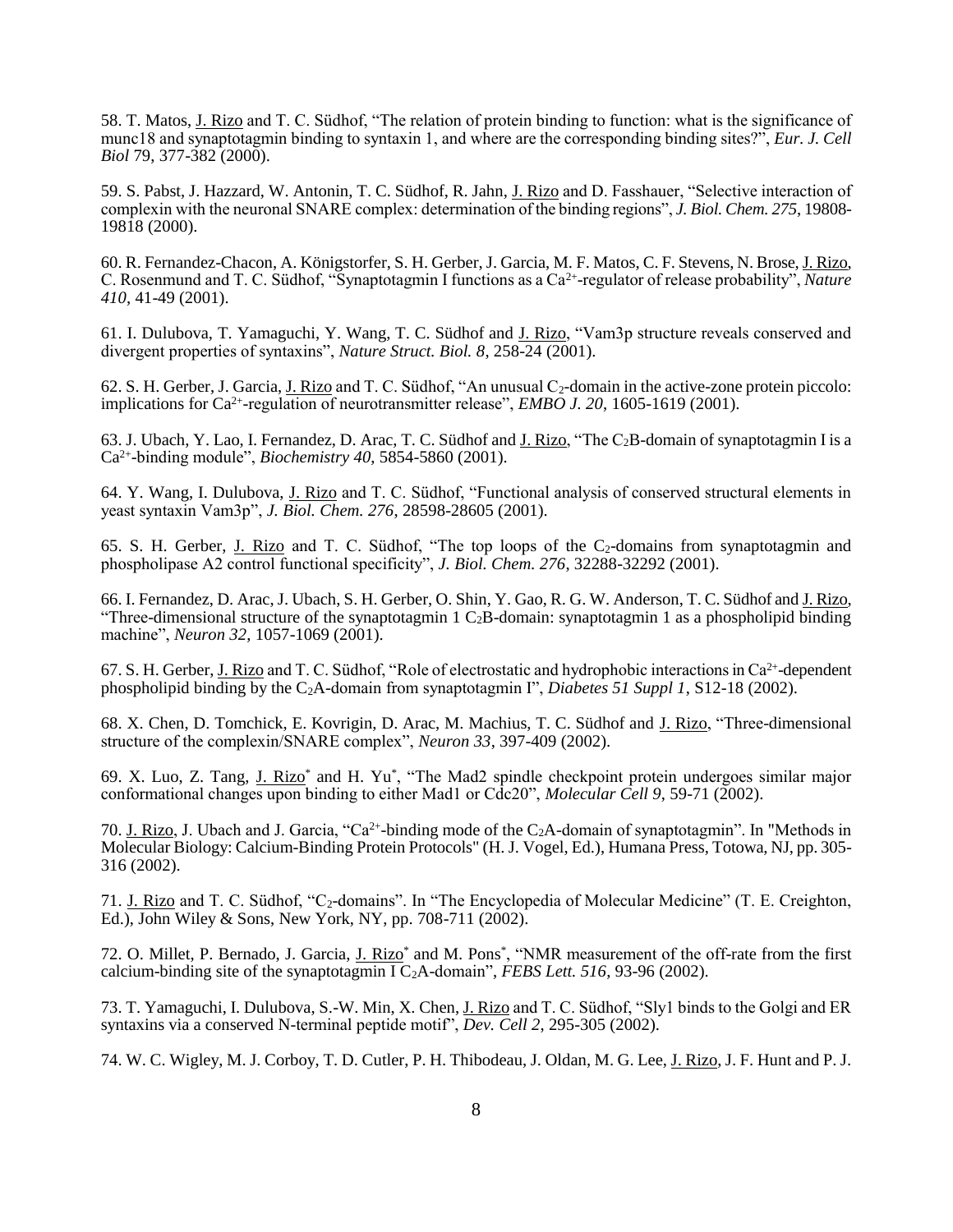58. T. Matos, J. Rizo and T. C. Südhof, "The relation of protein binding to function: what is the significance of munc18 and synaptotagmin binding to syntaxin 1, and where are the corresponding binding sites?", *Eur. J. Cell Biol* 79, 377-382 (2000).

59. S. Pabst, J. Hazzard, W. Antonin, T. C. Südhof, R. Jahn, J. Rizo and D. Fasshauer, "Selective interaction of complexin with the neuronal SNARE complex: determination of the binding regions", *J. Biol. Chem. 275*, 19808-19818 (2000).

60. R. Fernandez-Chacon, A. Königstorfer, S. H. Gerber, J. Garcia, M. F. Matos, C. F. Stevens, N. Brose, J. Rizo, C. Rosenmund and T. C. Südhof, "Synaptotagmin I functions as a $Ca^{2+}$-regulator of release probability", *Nature 410*, 41-49 (2001).

61. I. Dulubova, T. Yamaguchi, Y. Wang, T. C. Südhof and J. Rizo, "Vam3p structure reveals conserved and divergent properties of syntaxins", *Nature Struct. Biol. 8*, 258-24 (2001).

62. S. H. Gerber, J. Garcia, J. Rizo and T. C. Südhof, "An unusual $C_2$-domain in the active-zone protein piccolo: implications for $Ca^{2+}$-regulation of neurotransmitter release", *EMBO J. 20*, 1605-1619 (2001).

63. J. Ubach, Y. Lao, I. Fernandez, D. Arac, T. C. Südhof and J. Rizo, "The $C_2$B-domain of synaptotagmin I is a $Ca^{2+}$-binding module", *Biochemistry 40*, 5854-5860 (2001).

64. Y. Wang, I. Dulubova, J. Rizo and T. C. Südhof, "Functional analysis of conserved structural elements in yeast syntaxin Vam3p", *J. Biol. Chem. 276*, 28598-28605 (2001).

65. S. H. Gerber, J. Rizo and T. C. Südhof, "The top loops of the $C_2$-domains from synaptotagmin and phospholipase A2 control functional specificity", *J. Biol. Chem. 276*, 32288-32292 (2001).

66. I. Fernandez, D. Arac, J. Ubach, S. H. Gerber, O. Shin, Y. Gao, R. G. W. Anderson, T. C. Südhof and J. Rizo, "Three-dimensional structure of the synaptotagmin 1 $C_2$B-domain: synaptotagmin 1 as a phospholipid binding machine", *Neuron 32*, 1057-1069 (2001).

67. S. H. Gerber, J. Rizo and T. C. Südhof, "Role of electrostatic and hydrophobic interactions in $Ca^{2+}$-dependent phospholipid binding by the $C_2$A-domain from synaptotagmin I", *Diabetes 51 Suppl 1*, S12-18 (2002).

68. X. Chen, D. Tomchick, E. Kovrigin, D. Arac, M. Machius, T. C. Südhof and J. Rizo, "Three-dimensional structure of the complexin/SNARE complex", *Neuron 33*, 397-409 (2002).

69. X. Luo, Z. Tang, J. Rizo* and H. Yu*, "The Mad2 spindle checkpoint protein undergoes similar major conformational changes upon binding to either Mad1 or Cdc20", *Molecular Cell 9*, 59-71 (2002).

70. J. Rizo, J. Ubach and J. Garcia, "$Ca^{2+}$-binding mode of the $C_2$A-domain of synaptotagmin". In "Methods in Molecular Biology: Calcium-Binding Protein Protocols" (H. J. Vogel, Ed.), Humana Press, Totowa, NJ, pp. 305-316 (2002).

71. J. Rizo and T. C. Südhof, "$C_2$-domains". In "The Encyclopedia of Molecular Medicine" (T. E. Creighton, Ed.), John Wiley & Sons, New York, NY, pp. 708-711 (2002).

72. O. Millet, P. Bernado, J. Garcia, J. Rizo* and M. Pons*, "NMR measurement of the off-rate from the first calcium-binding site of the synaptotagmin I $C_2$A-domain", *FEBS Lett. 516*, 93-96 (2002).

73. T. Yamaguchi, I. Dulubova, S.-W. Min, X. Chen, J. Rizo and T. C. Südhof, "Sly1 binds to the Golgi and ER syntaxins via a conserved N-terminal peptide motif", *Dev. Cell 2*, 295-305 (2002).

74. W. C. Wigley, M. J. Corboy, T. D. Cutler, P. H. Thibodeau, J. Oldan, M. G. Lee, J. Rizo, J. F. Hunt and P. J.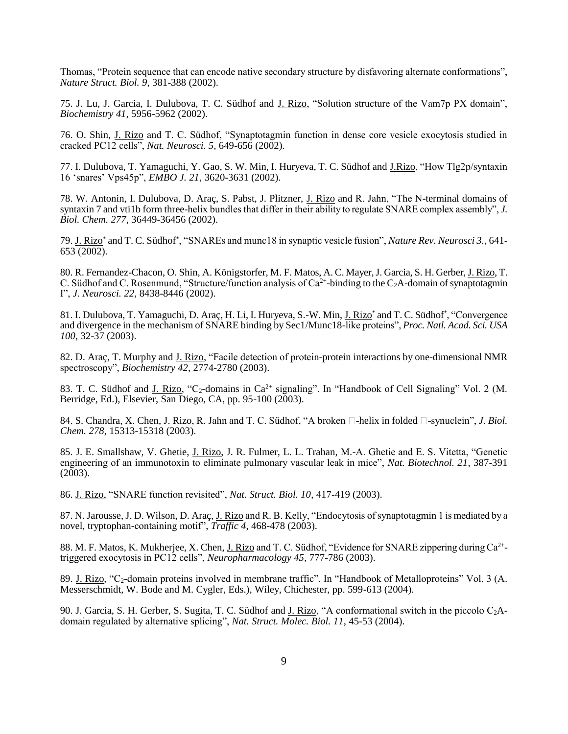Thomas, "Protein sequence that can encode native secondary structure by disfavoring alternate conformations", *Nature Struct. Biol. 9*, 381-388 (2002).

75. J. Lu, J. Garcia, I. Dulubova, T. C. Südhof and J. Rizo, "Solution structure of the Vam7p PX domain", *Biochemistry 41*, 5956-5962 (2002).

76. O. Shin, J. Rizo and T. C. Südhof, "Synaptotagmin function in dense core vesicle exocytosis studied in cracked PC12 cells", *Nat. Neurosci. 5*, 649-656 (2002).

77. I. Dulubova, T. Yamaguchi, Y. Gao, S. W. Min, I. Huryeva, T. C. Südhof and J.Rizo, "How Tlg2p/syntaxin 16 'snares' Vps45p", *EMBO J. 21*, 3620-3631 (2002).

78. W. Antonin, I. Dulubova, D. Araç, S. Pabst, J. Plitzner, J. Rizo and R. Jahn, "The N-terminal domains of syntaxin 7 and vti1b form three-helix bundles that differ in their ability to regulate SNARE complex assembly", *J. Biol. Chem. 277*, 36449-36456 (2002).

79. J. Rizo* and T. C. Südhof*, "SNAREs and munc18 in synaptic vesicle fusion", *Nature Rev. Neurosci 3.*, 641-653 (2002).

80. R. Fernandez-Chacon, O. Shin, A. Königstorfer, M. F. Matos, A. C. Mayer, J. Garcia, S. H. Gerber, J. Rizo, T. C. Südhof and C. Rosenmund, "Structure/function analysis of $Ca^{2+}$-binding to the $C_2$A-domain of synaptotagmin I", *J. Neurosci. 22*, 8438-8446 (2002).

81. I. Dulubova, T. Yamaguchi, D. Araç, H. Li, I. Huryeva, S.-W. Min, J. Rizo* and T. C. Südhof*, "Convergence and divergence in the mechanism of SNARE binding by Sec1/Munc18-like proteins", *Proc. Natl. Acad. Sci. USA 100*, 32-37 (2003).

82. D. Araç, T. Murphy and J. Rizo, "Facile detection of protein-protein interactions by one-dimensional NMR spectroscopy", *Biochemistry 42*, 2774-2780 (2003).

83. T. C. Südhof and J. Rizo, "$C_2$-domains in $Ca^{2+}$ signaling". In "Handbook of Cell Signaling" Vol. 2 (M. Berridge, Ed.), Elsevier, San Diego, CA, pp. 95-100 (2003).

84. S. Chandra, X. Chen, J. Rizo, R. Jahn and T. C. Südhof, "A broken α-helix in folded α-synuclein", *J. Biol. Chem. 278*, 15313-15318 (2003).

85. J. E. Smallshaw, V. Ghetie, J. Rizo, J. R. Fulmer, L. L. Trahan, M.-A. Ghetie and E. S. Vitetta, "Genetic engineering of an immunotoxin to eliminate pulmonary vascular leak in mice", *Nat. Biotechnol. 21*, 387-391 (2003).

86. J. Rizo, "SNARE function revisited", *Nat. Struct. Biol. 10*, 417-419 (2003).

87. N. Jarousse, J. D. Wilson, D. Araç, J. Rizo and R. B. Kelly, "Endocytosis of synaptotagmin 1 is mediated by a novel, tryptophan-containing motif", *Traffic 4*, 468-478 (2003).

88. M. F. Matos, K. Mukherjee, X. Chen, J. Rizo and T. C. Südhof, "Evidence for SNARE zippering during $Ca^{2+}$-triggered exocytosis in PC12 cells", *Neuropharmacology 45*, 777-786 (2003).

89. J. Rizo, "$C_2$-domain proteins involved in membrane traffic". In "Handbook of Metalloproteins" Vol. 3 (A. Messerschmidt, W. Bode and M. Cygler, Eds.), Wiley, Chichester, pp. 599-613 (2004).

90. J. Garcia, S. H. Gerber, S. Sugita, T. C. Südhof and J. Rizo, "A conformational switch in the piccolo $C_2$A-domain regulated by alternative splicing", *Nat. Struct. Molec. Biol. 11*, 45-53 (2004).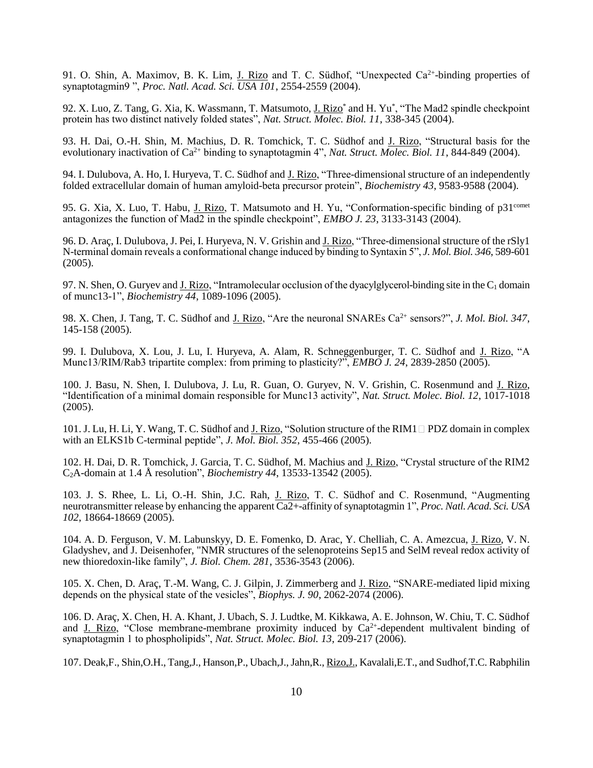91. O. Shin, A. Maximov, B. K. Lim, J. Rizo and T. C. Südhof, "Unexpected $Ca^{2+}$-binding properties of synaptotagmin9 ", *Proc. Natl. Acad. Sci. USA 101*, 2554-2559 (2004).

92. X. Luo, Z. Tang, G. Xia, K. Wassmann, T. Matsumoto, J. Rizo* and H. Yu*, "The Mad2 spindle checkpoint protein has two distinct natively folded states", *Nat. Struct. Molec. Biol. 11*, 338-345 (2004).

93. H. Dai, O.-H. Shin, M. Machius, D. R. Tomchick, T. C. Südhof and J. Rizo, "Structural basis for the evolutionary inactivation of $Ca^{2+}$ binding to synaptotagmin 4", *Nat. Struct. Molec. Biol. 11*, 844-849 (2004).

94. I. Dulubova, A. Ho, I. Huryeva, T. C. Südhof and J. Rizo, "Three-dimensional structure of an independently folded extracellular domain of human amyloid-beta precursor protein", *Biochemistry 43*, 9583-9588 (2004).

95. G. Xia, X. Luo, T. Habu, J. Rizo, T. Matsumoto and H. Yu, "Conformation-specific binding of p31[comet] antagonizes the function of Mad2 in the spindle checkpoint", *EMBO J. 23*, 3133-3143 (2004).

96. D. Araç, I. Dulubova, J. Pei, I. Huryeva, N. V. Grishin and J. Rizo, "Three-dimensional structure of the rSly1 N-terminal domain reveals a conformational change induced by binding to Syntaxin 5", *J. Mol. Biol. 346*, 589-601 (2005).

97. N. Shen, O. Guryev and J. Rizo, "Intramolecular occlusion of the dyacylglycerol-binding site in the $C_1$ domain of munc13-1", *Biochemistry 44*, 1089-1096 (2005).

98. X. Chen, J. Tang, T. C. Südhof and J. Rizo, "Are the neuronal SNAREs $Ca^{2+}$ sensors?", *J. Mol. Biol. 347*, 145-158 (2005).

99. I. Dulubova, X. Lou, J. Lu, I. Huryeva, A. Alam, R. Schneggenburger, T. C. Südhof and J. Rizo, "A Munc13/RIM/Rab3 tripartite complex: from priming to plasticity?", *EMBO J. 24*, 2839-2850 (2005).

100. J. Basu, N. Shen, I. Dulubova, J. Lu, R. Guan, O. Guryev, N. V. Grishin, C. Rosenmund and J. Rizo, "Identification of a minimal domain responsible for Munc13 activity", *Nat. Struct. Molec. Biol. 12*, 1017-1018 (2005).

101. J. Lu, H. Li, Y. Wang, T. C. Südhof and J. Rizo, "Solution structure of the RIM1 PDZ domain in complex with an ELKS1b C-terminal peptide", *J. Mol. Biol. 352*, 455-466 (2005).

102. H. Dai, D. R. Tomchick, J. Garcia, T. C. Südhof, M. Machius and J. Rizo, "Crystal structure of the RIM2 $C_2$A-domain at 1.4 Å resolution", *Biochemistry 44*, 13533-13542 (2005).

103. J. S. Rhee, L. Li, O.-H. Shin, J.C. Rah, J. Rizo, T. C. Südhof and C. Rosenmund, "Augmenting neurotransmitter release by enhancing the apparent Ca2+-affinity of synaptotagmin 1", *Proc. Natl. Acad. Sci. USA 102*, 18664-18669 (2005).

104. A. D. Ferguson, V. M. Labunskyy, D. E. Fomenko, D. Arac, Y. Chelliah, C. A. Amezcua, J. Rizo, V. N. Gladyshev, and J. Deisenhofer, "NMR structures of the selenoproteins Sep15 and SelM reveal redox activity of new thioredoxin-like family", *J. Biol. Chem. 281*, 3536-3543 (2006).

105. X. Chen, D. Araç, T.-M. Wang, C. J. Gilpin, J. Zimmerberg and J. Rizo, "SNARE-mediated lipid mixing depends on the physical state of the vesicles", *Biophys. J. 90*, 2062-2074 (2006).

106. D. Araç, X. Chen, H. A. Khant, J. Ubach, S. J. Ludtke, M. Kikkawa, A. E. Johnson, W. Chiu, T. C. Südhof and J. Rizo, "Close membrane-membrane proximity induced by $Ca^{2+}$-dependent multivalent binding of synaptotagmin 1 to phospholipids", *Nat. Struct. Molec. Biol. 13*, 209-217 (2006).

107. Deak,F., Shin,O.H., Tang,J., Hanson,P., Ubach,J., Jahn,R., Rizo,J., Kavalali,E.T., and Sudhof,T.C. Rabphilin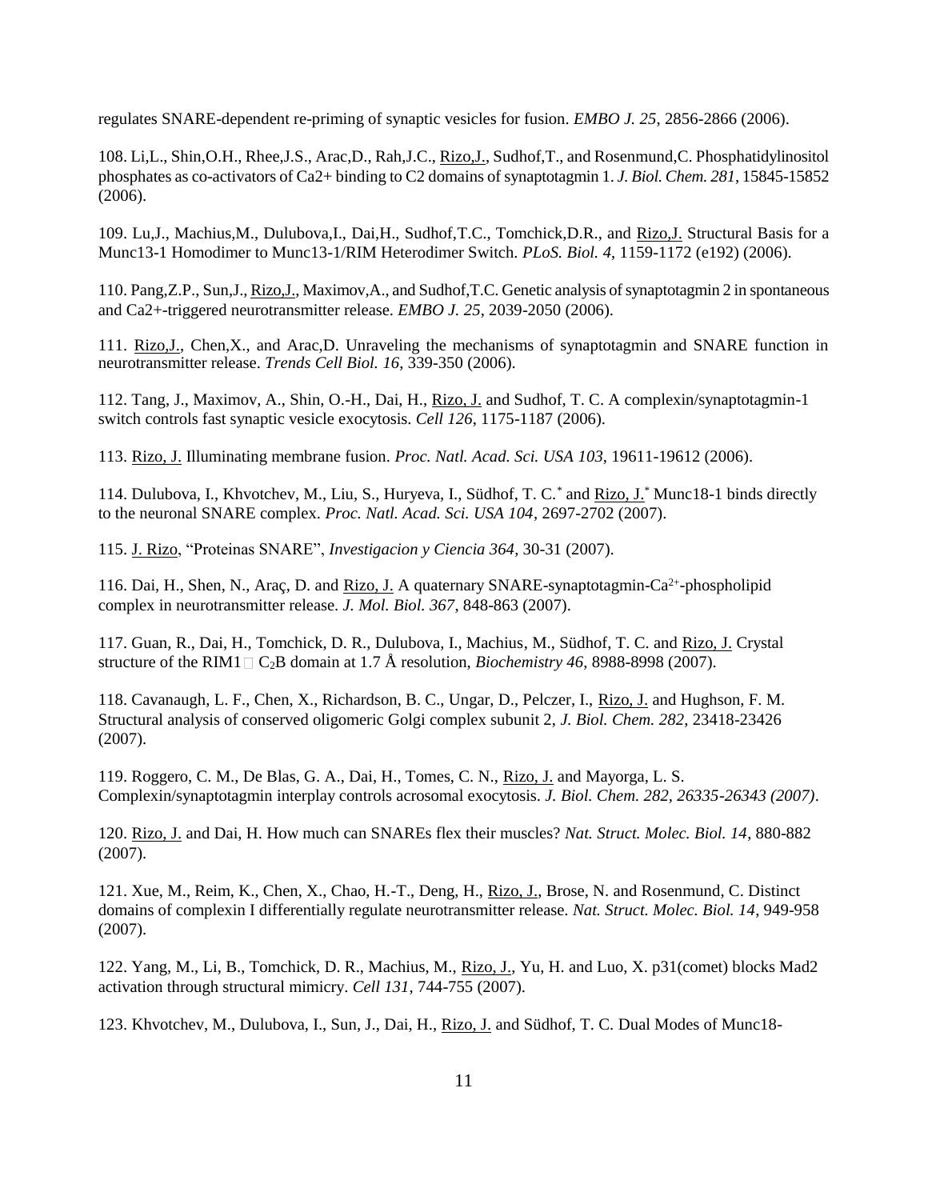regulates SNARE-dependent re-priming of synaptic vesicles for fusion. *EMBO J. 25*, 2856-2866 (2006).

108. Li,L., Shin,O.H., Rhee,J.S., Arac,D., Rah,J.C., Rizo,J., Sudhof,T., and Rosenmund,C. Phosphatidylinositol phosphates as co-activators of Ca2+ binding to C2 domains of synaptotagmin 1. *J. Biol. Chem. 281*, 15845-15852 (2006).

109. Lu,J., Machius,M., Dulubova,I., Dai,H., Sudhof,T.C., Tomchick,D.R., and Rizo,J. Structural Basis for a Munc13-1 Homodimer to Munc13-1/RIM Heterodimer Switch. *PLoS. Biol. 4*, 1159-1172 (e192) (2006).

110. Pang,Z.P., Sun,J., Rizo,J., Maximov,A., and Sudhof,T.C. Genetic analysis of synaptotagmin 2 in spontaneous and Ca2+-triggered neurotransmitter release. *EMBO J. 25*, 2039-2050 (2006).

111. Rizo,J., Chen,X., and Arac,D. Unraveling the mechanisms of synaptotagmin and SNARE function in neurotransmitter release. *Trends Cell Biol. 16*, 339-350 (2006).

112. Tang, J., Maximov, A., Shin, O.-H., Dai, H., Rizo, J. and Sudhof, T. C. A complexin/synaptotagmin-1 switch controls fast synaptic vesicle exocytosis. *Cell 126*, 1175-1187 (2006).

113. Rizo, J. Illuminating membrane fusion. *Proc. Natl. Acad. Sci. USA 103*, 19611-19612 (2006).

114. Dulubova, I., Khvotchev, M., Liu, S., Huryeva, I., Südhof, T. C.* and Rizo, J.* Munc18-1 binds directly to the neuronal SNARE complex. *Proc. Natl. Acad. Sci. USA 104*, 2697-2702 (2007).

115. J. Rizo, "Proteinas SNARE", *Investigacion y Ciencia 364*, 30-31 (2007).

116. Dai, H., Shen, N., Araç, D. and Rizo, J. A quaternary SNARE-synaptotagmin-$Ca^{2+}$-phospholipid complex in neurotransmitter release. *J. Mol. Biol. 367*, 848-863 (2007).

117. Guan, R., Dai, H., Tomchick, D. R., Dulubova, I., Machius, M., Südhof, T. C. and Rizo, J. Crystal structure of the RIM1 $C_2$B domain at 1.7 Å resolution, *Biochemistry 46*, 8988-8998 (2007).

118. Cavanaugh, L. F., Chen, X., Richardson, B. C., Ungar, D., Pelczer, I., Rizo, J. and Hughson, F. M. Structural analysis of conserved oligomeric Golgi complex subunit 2, *J. Biol. Chem. 282*, 23418-23426 (2007).

119. Roggero, C. M., De Blas, G. A., Dai, H., Tomes, C. N., Rizo, J. and Mayorga, L. S. Complexin/synaptotagmin interplay controls acrosomal exocytosis. *J. Biol. Chem. 282, 26335-26343 (2007)*.

120. Rizo, J. and Dai, H. How much can SNAREs flex their muscles? *Nat. Struct. Molec. Biol. 14*, 880-882 (2007).

121. Xue, M., Reim, K., Chen, X., Chao, H.-T., Deng, H., Rizo, J., Brose, N. and Rosenmund, C. Distinct domains of complexin I differentially regulate neurotransmitter release. *Nat. Struct. Molec. Biol. 14*, 949-958 (2007).

122. Yang, M., Li, B., Tomchick, D. R., Machius, M., Rizo, J., Yu, H. and Luo, X. p31(comet) blocks Mad2 activation through structural mimicry. *Cell 131*, 744-755 (2007).

123. Khvotchev, M., Dulubova, I., Sun, J., Dai, H., Rizo, J. and Südhof, T. C. Dual Modes of Munc18-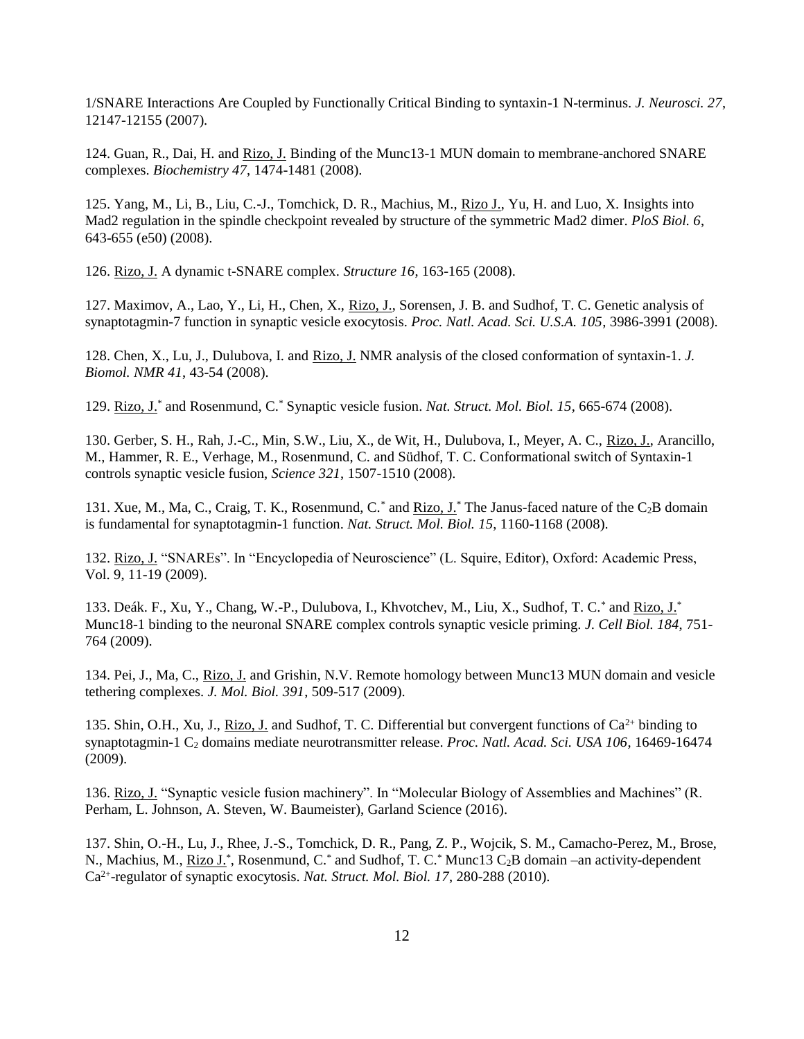1/SNARE Interactions Are Coupled by Functionally Critical Binding to syntaxin-1 N-terminus. *J. Neurosci. 27*, 12147-12155 (2007).

124. Guan, R., Dai, H. and Rizo, J. Binding of the Munc13-1 MUN domain to membrane-anchored SNARE complexes. *Biochemistry 47*, 1474-1481 (2008).

125. Yang, M., Li, B., Liu, C.-J., Tomchick, D. R., Machius, M., Rizo J., Yu, H. and Luo, X. Insights into Mad2 regulation in the spindle checkpoint revealed by structure of the symmetric Mad2 dimer. *PloS Biol. 6*, 643-655 (e50) (2008).

126. Rizo, J. A dynamic t-SNARE complex. *Structure 16*, 163-165 (2008).

127. Maximov, A., Lao, Y., Li, H., Chen, X., Rizo, J., Sorensen, J. B. and Sudhof, T. C. Genetic analysis of synaptotagmin-7 function in synaptic vesicle exocytosis. *Proc. Natl. Acad. Sci. U.S.A. 105*, 3986-3991 (2008).

128. Chen, X., Lu, J., Dulubova, I. and Rizo, J. NMR analysis of the closed conformation of syntaxin-1. *J. Biomol. NMR 41*, 43-54 (2008).

129. Rizo, J.* and Rosenmund, C.* Synaptic vesicle fusion. *Nat. Struct. Mol. Biol. 15*, 665-674 (2008).

130. Gerber, S. H., Rah, J.-C., Min, S.W., Liu, X., de Wit, H., Dulubova, I., Meyer, A. C., Rizo, J., Arancillo, M., Hammer, R. E., Verhage, M., Rosenmund, C. and Südhof, T. C. Conformational switch of Syntaxin-1 controls synaptic vesicle fusion, *Science 321*, 1507-1510 (2008).

131. Xue, M., Ma, C., Craig, T. K., Rosenmund, C.* and Rizo, J.* The Janus-faced nature of the $C_2B$ domain is fundamental for synaptotagmin-1 function. *Nat. Struct. Mol. Biol. 15*, 1160-1168 (2008).

132. Rizo, J. "SNAREs". In "Encyclopedia of Neuroscience" (L. Squire, Editor), Oxford: Academic Press, Vol. 9, 11-19 (2009).

133. Deák. F., Xu, Y., Chang, W.-P., Dulubova, I., Khvotchev, M., Liu, X., Sudhof, T. C.* and Rizo, J.* Munc18-1 binding to the neuronal SNARE complex controls synaptic vesicle priming. *J. Cell Biol. 184*, 751-764 (2009).

134. Pei, J., Ma, C., Rizo, J. and Grishin, N.V. Remote homology between Munc13 MUN domain and vesicle tethering complexes. *J. Mol. Biol. 391*, 509-517 (2009).

135. Shin, O.H., Xu, J., Rizo, J. and Sudhof, T. C. Differential but convergent functions of $Ca^{2+}$ binding to synaptotagmin-1 $C_2$ domains mediate neurotransmitter release. *Proc. Natl. Acad. Sci. USA 106*, 16469-16474 (2009).

136. Rizo, J. "Synaptic vesicle fusion machinery". In "Molecular Biology of Assemblies and Machines" (R. Perham, L. Johnson, A. Steven, W. Baumeister), Garland Science (2016).

137. Shin, O.-H., Lu, J., Rhee, J.-S., Tomchick, D. R., Pang, Z. P., Wojcik, S. M., Camacho-Perez, M., Brose, N., Machius, M., Rizo J.*, Rosenmund, C.* and Sudhof, T. C.* Munc13 $C_2B$ domain –an activity-dependent $Ca^{2+}$-regulator of synaptic exocytosis. *Nat. Struct. Mol. Biol. 17*, 280-288 (2010).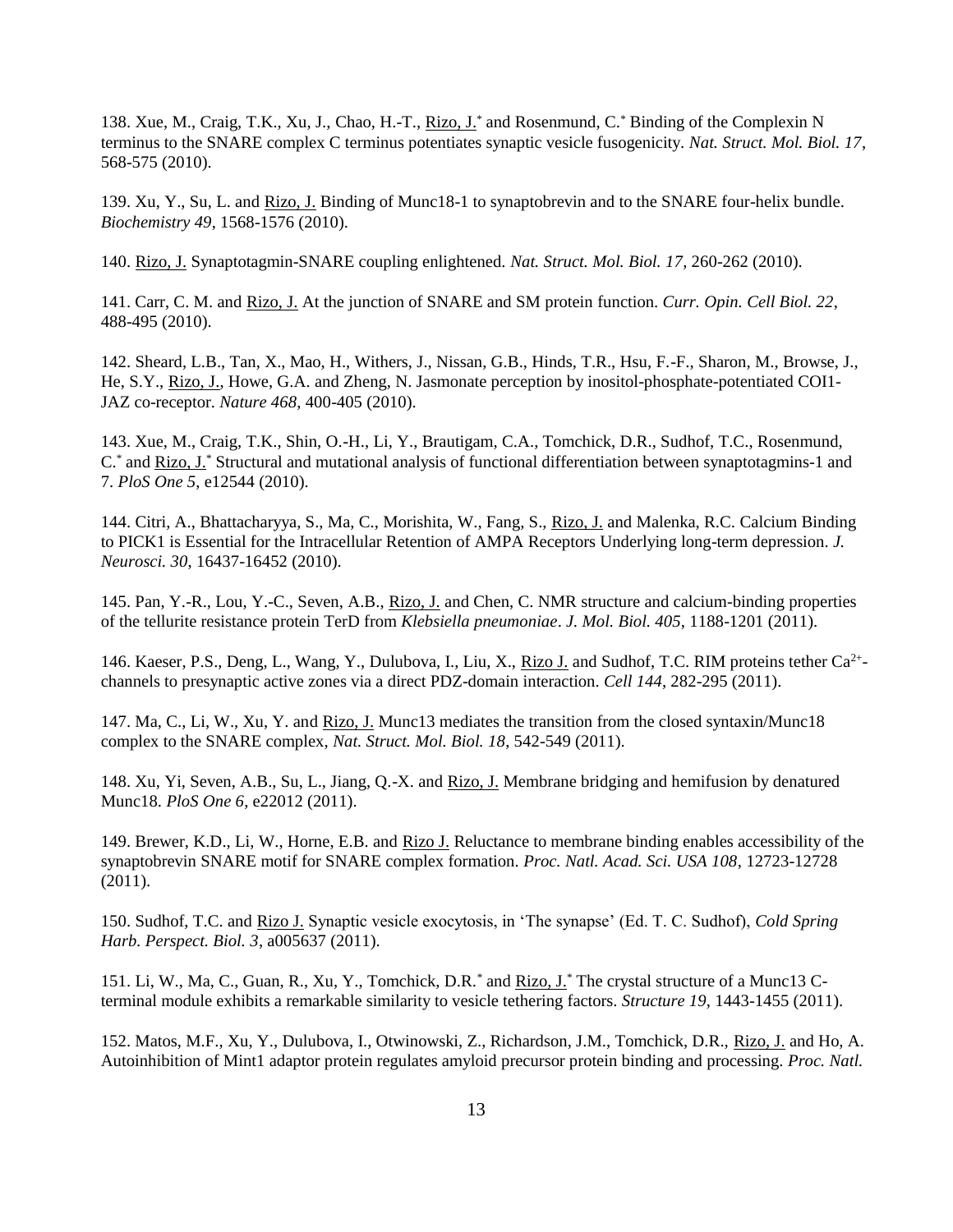138. Xue, M., Craig, T.K., Xu, J., Chao, H.-T., Rizo, J.* and Rosenmund, C.* Binding of the Complexin N terminus to the SNARE complex C terminus potentiates synaptic vesicle fusogenicity. *Nat. Struct. Mol. Biol. 17*, 568-575 (2010).

139. Xu, Y., Su, L. and Rizo, J. Binding of Munc18-1 to synaptobrevin and to the SNARE four-helix bundle. *Biochemistry 49*, 1568-1576 (2010).

140. Rizo, J. Synaptotagmin-SNARE coupling enlightened. *Nat. Struct. Mol. Biol. 17*, 260-262 (2010).

141. Carr, C. M. and Rizo, J. At the junction of SNARE and SM protein function. *Curr. Opin. Cell Biol. 22*, 488-495 (2010).

142. Sheard, L.B., Tan, X., Mao, H., Withers, J., Nissan, G.B., Hinds, T.R., Hsu, F.-F., Sharon, M., Browse, J., He, S.Y., Rizo, J., Howe, G.A. and Zheng, N. Jasmonate perception by inositol-phosphate-potentiated COI1-JAZ co-receptor. *Nature 468*, 400-405 (2010).

143. Xue, M., Craig, T.K., Shin, O.-H., Li, Y., Brautigam, C.A., Tomchick, D.R., Sudhof, T.C., Rosenmund, C.* and Rizo, J.* Structural and mutational analysis of functional differentiation between synaptotagmins-1 and 7. *PloS One 5*, e12544 (2010).

144. Citri, A., Bhattacharyya, S., Ma, C., Morishita, W., Fang, S., Rizo, J. and Malenka, R.C. Calcium Binding to PICK1 is Essential for the Intracellular Retention of AMPA Receptors Underlying long-term depression. *J. Neurosci. 30*, 16437-16452 (2010).

145. Pan, Y.-R., Lou, Y.-C., Seven, A.B., Rizo, J. and Chen, C. NMR structure and calcium-binding properties of the tellurite resistance protein TerD from *Klebsiella pneumoniae*. *J. Mol. Biol. 405*, 1188-1201 (2011).

146. Kaeser, P.S., Deng, L., Wang, Y., Dulubova, I., Liu, X., Rizo J. and Sudhof, T.C. RIM proteins tether $Ca^{2+}$-channels to presynaptic active zones via a direct PDZ-domain interaction. *Cell 144*, 282-295 (2011).

147. Ma, C., Li, W., Xu, Y. and Rizo, J. Munc13 mediates the transition from the closed syntaxin/Munc18 complex to the SNARE complex, *Nat. Struct. Mol. Biol. 18*, 542-549 (2011).

148. Xu, Yi, Seven, A.B., Su, L., Jiang, Q.-X. and Rizo, J. Membrane bridging and hemifusion by denatured Munc18. *PloS One 6*, e22012 (2011).

149. Brewer, K.D., Li, W., Horne, E.B. and Rizo J. Reluctance to membrane binding enables accessibility of the synaptobrevin SNARE motif for SNARE complex formation. *Proc. Natl. Acad. Sci. USA 108*, 12723-12728 (2011).

150. Sudhof, T.C. and Rizo J. Synaptic vesicle exocytosis, in 'The synapse' (Ed. T. C. Sudhof), *Cold Spring Harb. Perspect. Biol. 3*, a005637 (2011).

151. Li, W., Ma, C., Guan, R., Xu, Y., Tomchick, D.R.* and Rizo, J.* The crystal structure of a Munc13 C-terminal module exhibits a remarkable similarity to vesicle tethering factors. *Structure 19*, 1443-1455 (2011).

152. Matos, M.F., Xu, Y., Dulubova, I., Otwinowski, Z., Richardson, J.M., Tomchick, D.R., Rizo, J. and Ho, A. Autoinhibition of Mint1 adaptor protein regulates amyloid precursor protein binding and processing. *Proc. Natl.*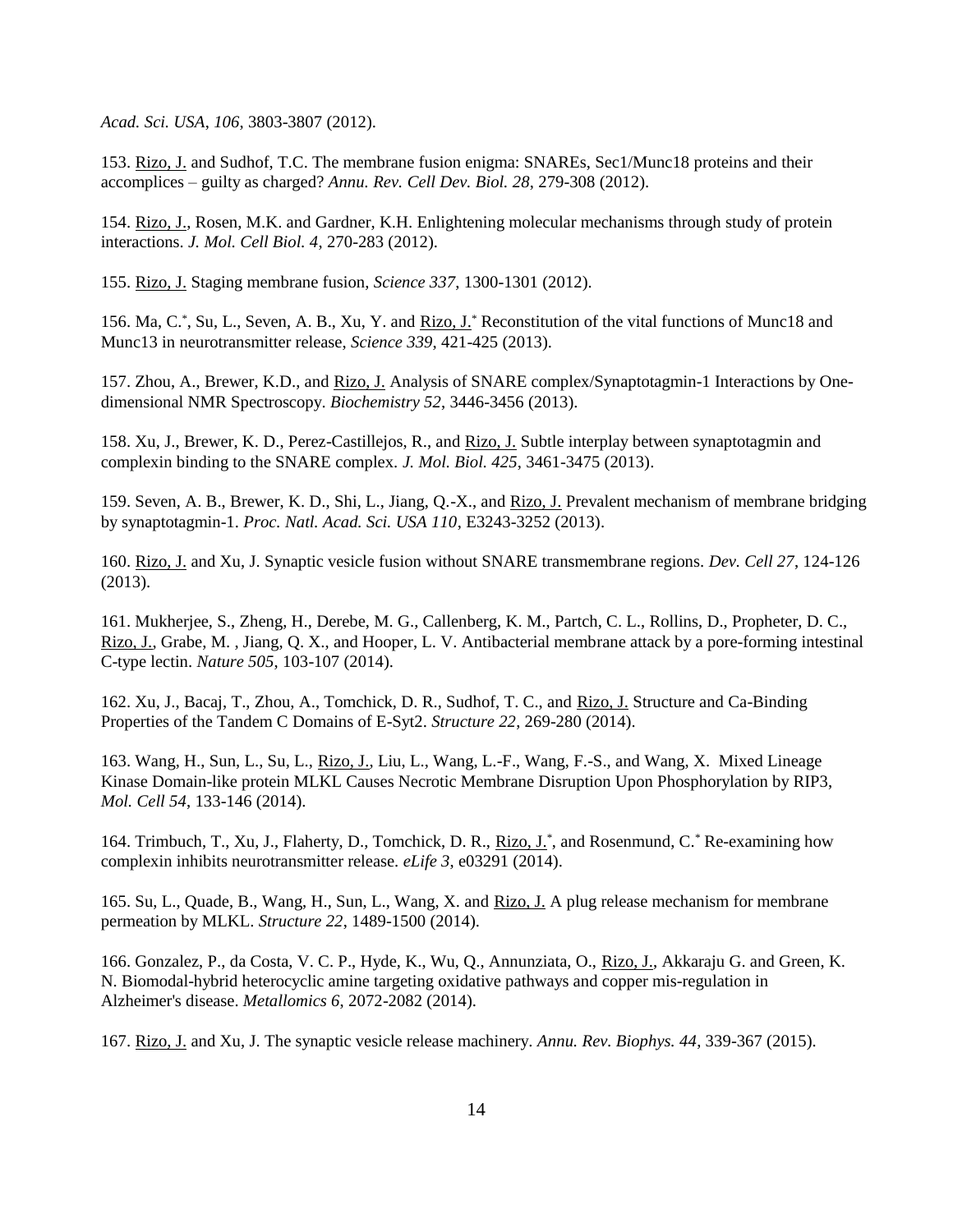*Acad. Sci. USA, 106*, 3803-3807 (2012).

153. Rizo, J. and Sudhof, T.C. The membrane fusion enigma: SNAREs, Sec1/Munc18 proteins and their accomplices – guilty as charged? *Annu. Rev. Cell Dev. Biol. 28*, 279-308 (2012).

154. Rizo, J., Rosen, M.K. and Gardner, K.H. Enlightening molecular mechanisms through study of protein interactions. *J. Mol. Cell Biol. 4*, 270-283 (2012).

155. Rizo, J. Staging membrane fusion, *Science 337*, 1300-1301 (2012).

156. Ma, C.*, Su, L., Seven, A. B., Xu, Y. and Rizo, J.* Reconstitution of the vital functions of Munc18 and Munc13 in neurotransmitter release, *Science 339*, 421-425 (2013).

157. Zhou, A., Brewer, K.D., and Rizo, J. Analysis of SNARE complex/Synaptotagmin-1 Interactions by One-dimensional NMR Spectroscopy. *Biochemistry 52*, 3446-3456 (2013).

158. Xu, J., Brewer, K. D., Perez-Castillejos, R., and Rizo, J. Subtle interplay between synaptotagmin and complexin binding to the SNARE complex. *J. Mol. Biol. 425*, 3461-3475 (2013).

159. Seven, A. B., Brewer, K. D., Shi, L., Jiang, Q.-X., and Rizo, J. Prevalent mechanism of membrane bridging by synaptotagmin-1. *Proc. Natl. Acad. Sci. USA 110*, E3243-3252 (2013).

160. Rizo, J. and Xu, J. Synaptic vesicle fusion without SNARE transmembrane regions. *Dev. Cell 27*, 124-126 (2013).

161. Mukherjee, S., Zheng, H., Derebe, M. G., Callenberg, K. M., Partch, C. L., Rollins, D., Propheter, D. C., Rizo, J., Grabe, M. , Jiang, Q. X., and Hooper, L. V. Antibacterial membrane attack by a pore-forming intestinal C-type lectin. *Nature 505*, 103-107 (2014).

162. Xu, J., Bacaj, T., Zhou, A., Tomchick, D. R., Sudhof, T. C., and Rizo, J. Structure and Ca-Binding Properties of the Tandem C Domains of E-Syt2. *Structure 22*, 269-280 (2014).

163. Wang, H., Sun, L., Su, L., Rizo, J., Liu, L., Wang, L.-F., Wang, F.-S., and Wang, X. Mixed Lineage Kinase Domain-like protein MLKL Causes Necrotic Membrane Disruption Upon Phosphorylation by RIP3, *Mol. Cell 54*, 133-146 (2014).

164. Trimbuch, T., Xu, J., Flaherty, D., Tomchick, D. R., Rizo, J.*, and Rosenmund, C.* Re-examining how complexin inhibits neurotransmitter release. *eLife 3*, e03291 (2014).

165. Su, L., Quade, B., Wang, H., Sun, L., Wang, X. and Rizo, J. A plug release mechanism for membrane permeation by MLKL. *Structure 22*, 1489-1500 (2014).

166. Gonzalez, P., da Costa, V. C. P., Hyde, K., Wu, Q., Annunziata, O., Rizo, J., Akkaraju G. and Green, K. N. Biomodal-hybrid heterocyclic amine targeting oxidative pathways and copper mis-regulation in Alzheimer's disease. *Metallomics 6*, 2072-2082 (2014).

167. Rizo, J. and Xu, J. The synaptic vesicle release machinery. *Annu. Rev. Biophys. 44*, 339-367 (2015).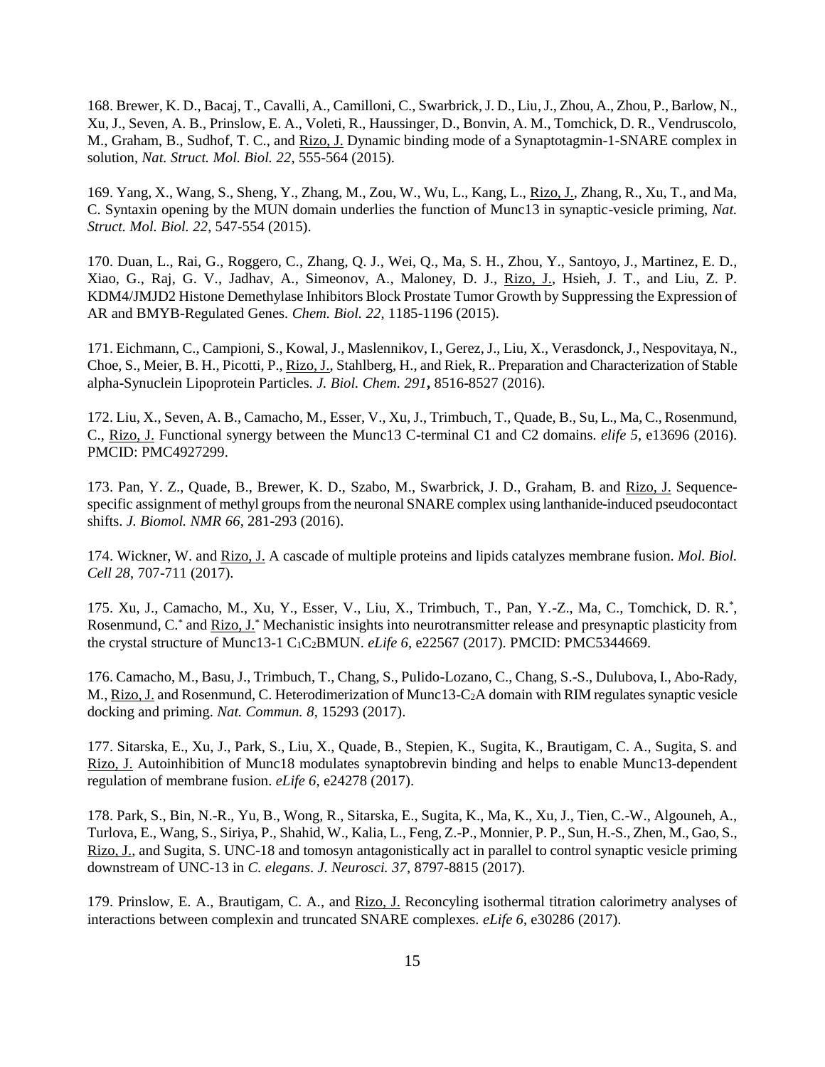168. Brewer, K. D., Bacaj, T., Cavalli, A., Camilloni, C., Swarbrick, J. D., Liu, J., Zhou, A., Zhou, P., Barlow, N., Xu, J., Seven, A. B., Prinslow, E. A., Voleti, R., Haussinger, D., Bonvin, A. M., Tomchick, D. R., Vendruscolo, M., Graham, B., Sudhof, T. C., and Rizo, J. Dynamic binding mode of a Synaptotagmin-1-SNARE complex in solution, *Nat. Struct. Mol. Biol. 22*, 555-564 (2015).

169. Yang, X., Wang, S., Sheng, Y., Zhang, M., Zou, W., Wu, L., Kang, L., Rizo, J., Zhang, R., Xu, T., and Ma, C. Syntaxin opening by the MUN domain underlies the function of Munc13 in synaptic-vesicle priming, *Nat. Struct. Mol. Biol. 22*, 547-554 (2015).

170. Duan, L., Rai, G., Roggero, C., Zhang, Q. J., Wei, Q., Ma, S. H., Zhou, Y., Santoyo, J., Martinez, E. D., Xiao, G., Raj, G. V., Jadhav, A., Simeonov, A., Maloney, D. J., Rizo, J., Hsieh, J. T., and Liu, Z. P. KDM4/JMJD2 Histone Demethylase Inhibitors Block Prostate Tumor Growth by Suppressing the Expression of AR and BMYB-Regulated Genes. *Chem. Biol. 22*, 1185-1196 (2015).

171. Eichmann, C., Campioni, S., Kowal, J., Maslennikov, I., Gerez, J., Liu, X., Verasdonck, J., Nespovitaya, N., Choe, S., Meier, B. H., Picotti, P., Rizo, J., Stahlberg, H., and Riek, R.. Preparation and Characterization of Stable alpha-Synuclein Lipoprotein Particles. *J. Biol. Chem. 291***,** 8516-8527 (2016).

172. Liu, X., Seven, A. B., Camacho, M., Esser, V., Xu, J., Trimbuch, T., Quade, B., Su, L., Ma, C., Rosenmund, C., Rizo, J. Functional synergy between the Munc13 C-terminal C1 and C2 domains. *elife 5*, e13696 (2016). PMCID: PMC4927299.

173. Pan, Y. Z., Quade, B., Brewer, K. D., Szabo, M., Swarbrick, J. D., Graham, B. and Rizo, J. Sequence-specific assignment of methyl groups from the neuronal SNARE complex using lanthanide-induced pseudocontact shifts. *J. Biomol. NMR 66*, 281-293 (2016).

174. Wickner, W. and Rizo, J. A cascade of multiple proteins and lipids catalyzes membrane fusion. *Mol. Biol. Cell 28*, 707-711 (2017).

175. Xu, J., Camacho, M., Xu, Y., Esser, V., Liu, X., Trimbuch, T., Pan, Y.-Z., Ma, C., Tomchick, D. R.*, Rosenmund, C.* and Rizo, J.* Mechanistic insights into neurotransmitter release and presynaptic plasticity from the crystal structure of Munc13-1 $C_1C_2$BMUN. *eLife 6*, e22567 (2017). PMCID: PMC5344669.

176. Camacho, M., Basu, J., Trimbuch, T., Chang, S., Pulido-Lozano, C., Chang, S.-S., Dulubova, I., Abo-Rady, M., Rizo, J. and Rosenmund, C. Heterodimerization of Munc13-$C_2$A domain with RIM regulates synaptic vesicle docking and priming. *Nat. Commun. 8*, 15293 (2017).

177. Sitarska, E., Xu, J., Park, S., Liu, X., Quade, B., Stepien, K., Sugita, K., Brautigam, C. A., Sugita, S. and Rizo, J. Autoinhibition of Munc18 modulates synaptobrevin binding and helps to enable Munc13-dependent regulation of membrane fusion. *eLife 6*, e24278 (2017).

178. Park, S., Bin, N.-R., Yu, B., Wong, R., Sitarska, E., Sugita, K., Ma, K., Xu, J., Tien, C.-W., Algouneh, A., Turlova, E., Wang, S., Siriya, P., Shahid, W., Kalia, L., Feng, Z.-P., Monnier, P. P., Sun, H.-S., Zhen, M., Gao, S., Rizo, J., and Sugita, S. UNC-18 and tomosyn antagonistically act in parallel to control synaptic vesicle priming downstream of UNC-13 in *C. elegans*. *J. Neurosci. 37*, 8797-8815 (2017).

179. Prinslow, E. A., Brautigam, C. A., and Rizo, J. Reconcyling isothermal titration calorimetry analyses of interactions between complexin and truncated SNARE complexes. *eLife 6*, e30286 (2017).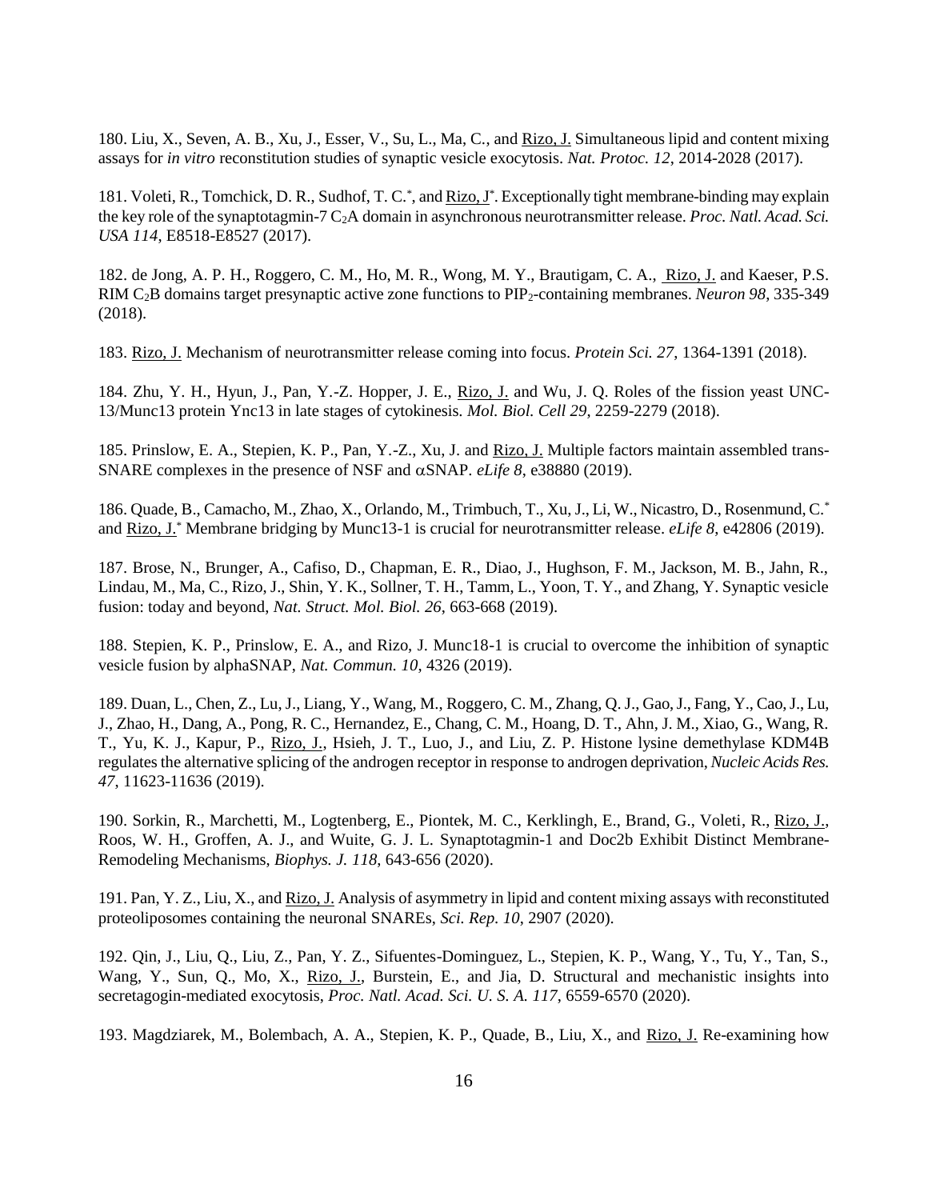180. Liu, X., Seven, A. B., Xu, J., Esser, V., Su, L., Ma, C., and Rizo, J. Simultaneous lipid and content mixing assays for *in vitro* reconstitution studies of synaptic vesicle exocytosis. *Nat. Protoc. 12*, 2014-2028 (2017).

181. Voleti, R., Tomchick, D. R., Sudhof, T. C.*, and Rizo, J*. Exceptionally tight membrane-binding may explain the key role of the synaptotagmin-7 $C_2A$ domain in asynchronous neurotransmitter release. *Proc. Natl. Acad. Sci. USA 114*, E8518-E8527 (2017).

182. de Jong, A. P. H., Roggero, C. M., Ho, M. R., Wong, M. Y., Brautigam, C. A., Rizo, J. and Kaeser, P.S. RIM $C_2B$ domains target presynaptic active zone functions to $PIP_2$-containing membranes. *Neuron 98*, 335-349 (2018).

183. Rizo, J. Mechanism of neurotransmitter release coming into focus. *Protein Sci. 27*, 1364-1391 (2018).

184. Zhu, Y. H., Hyun, J., Pan, Y.-Z. Hopper, J. E., Rizo, J. and Wu, J. Q. Roles of the fission yeast UNC-13/Munc13 protein Ync13 in late stages of cytokinesis. *Mol. Biol. Cell 29*, 2259-2279 (2018).

185. Prinslow, E. A., Stepien, K. P., Pan, Y.-Z., Xu, J. and Rizo, J. Multiple factors maintain assembled trans-SNARE complexes in the presence of NSF and $\alpha$SNAP. *eLife 8*, e38880 (2019).

186. Quade, B., Camacho, M., Zhao, X., Orlando, M., Trimbuch, T., Xu, J., Li, W., Nicastro, D., Rosenmund, C.* and Rizo, J.* Membrane bridging by Munc13-1 is crucial for neurotransmitter release. *eLife 8*, e42806 (2019).

187. Brose, N., Brunger, A., Cafiso, D., Chapman, E. R., Diao, J., Hughson, F. M., Jackson, M. B., Jahn, R., Lindau, M., Ma, C., Rizo, J., Shin, Y. K., Sollner, T. H., Tamm, L., Yoon, T. Y., and Zhang, Y. Synaptic vesicle fusion: today and beyond, *Nat. Struct. Mol. Biol. 26*, 663-668 (2019).

188. Stepien, K. P., Prinslow, E. A., and Rizo, J. Munc18-1 is crucial to overcome the inhibition of synaptic vesicle fusion by alphaSNAP, *Nat. Commun. 10*, 4326 (2019).

189. Duan, L., Chen, Z., Lu, J., Liang, Y., Wang, M., Roggero, C. M., Zhang, Q. J., Gao, J., Fang, Y., Cao, J., Lu, J., Zhao, H., Dang, A., Pong, R. C., Hernandez, E., Chang, C. M., Hoang, D. T., Ahn, J. M., Xiao, G., Wang, R. T., Yu, K. J., Kapur, P., Rizo, J., Hsieh, J. T., Luo, J., and Liu, Z. P. Histone lysine demethylase KDM4B regulates the alternative splicing of the androgen receptor in response to androgen deprivation, *Nucleic Acids Res. 47*, 11623-11636 (2019).

190. Sorkin, R., Marchetti, M., Logtenberg, E., Piontek, M. C., Kerklingh, E., Brand, G., Voleti, R., Rizo, J., Roos, W. H., Groffen, A. J., and Wuite, G. J. L. Synaptotagmin-1 and Doc2b Exhibit Distinct Membrane-Remodeling Mechanisms, *Biophys. J. 118*, 643-656 (2020).

191. Pan, Y. Z., Liu, X., and Rizo, J. Analysis of asymmetry in lipid and content mixing assays with reconstituted proteoliposomes containing the neuronal SNAREs, *Sci. Rep. 10*, 2907 (2020).

192. Qin, J., Liu, Q., Liu, Z., Pan, Y. Z., Sifuentes-Dominguez, L., Stepien, K. P., Wang, Y., Tu, Y., Tan, S., Wang, Y., Sun, Q., Mo, X., Rizo, J., Burstein, E., and Jia, D. Structural and mechanistic insights into secretagogin-mediated exocytosis, *Proc. Natl. Acad. Sci. U. S. A. 117*, 6559-6570 (2020).

193. Magdziarek, M., Bolembach, A. A., Stepien, K. P., Quade, B., Liu, X., and Rizo, J. Re-examining how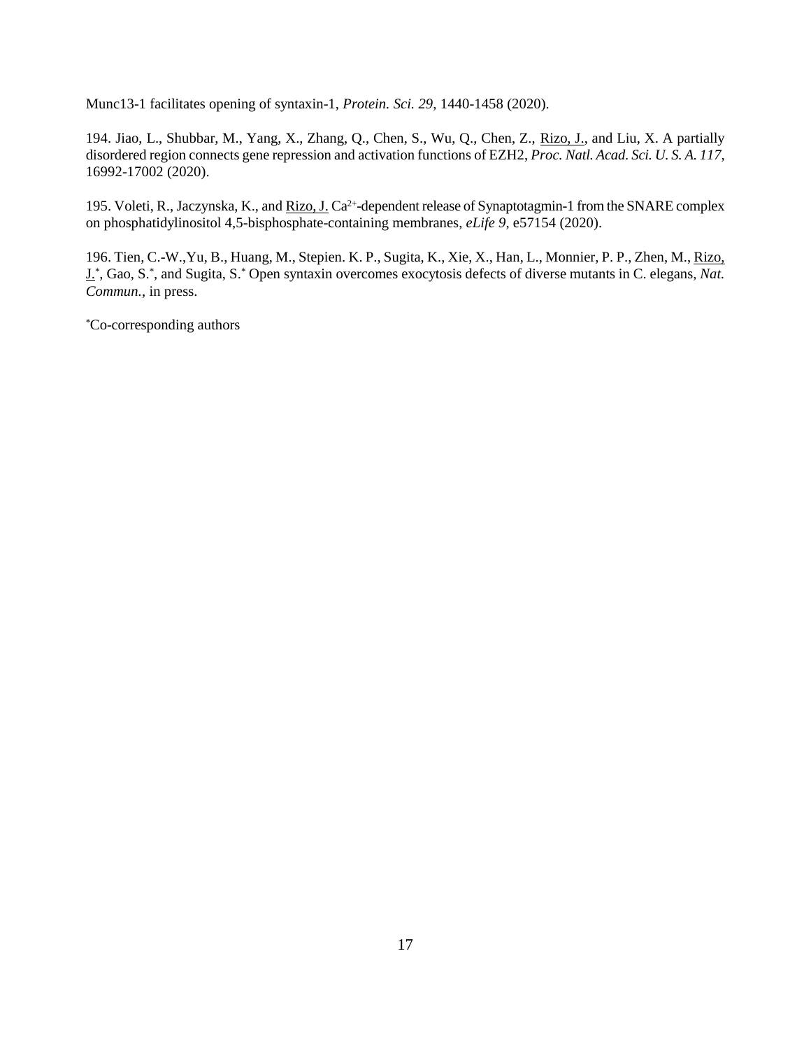Munc13-1 facilitates opening of syntaxin-1, *Protein. Sci. 29*, 1440-1458 (2020).

194. Jiao, L., Shubbar, M., Yang, X., Zhang, Q., Chen, S., Wu, Q., Chen, Z., Rizo, J., and Liu, X. A partially disordered region connects gene repression and activation functions of EZH2, *Proc. Natl. Acad. Sci. U. S. A. 117*, 16992-17002 (2020).

195. Voleti, R., Jaczynska, K., and Rizo, J. $Ca^{2+}$-dependent release of Synaptotagmin-1 from the SNARE complex on phosphatidylinositol 4,5-bisphosphate-containing membranes, *eLife 9*, e57154 (2020).

196. Tien, C.-W.,Yu, B., Huang, M., Stepien. K. P., Sugita, K., Xie, X., Han, L., Monnier, P. P., Zhen, M., Rizo, J.*, Gao, S.*, and Sugita, S.* Open syntaxin overcomes exocytosis defects of diverse mutants in C. elegans, *Nat. Commun.*, in press.

*Co-corresponding authors